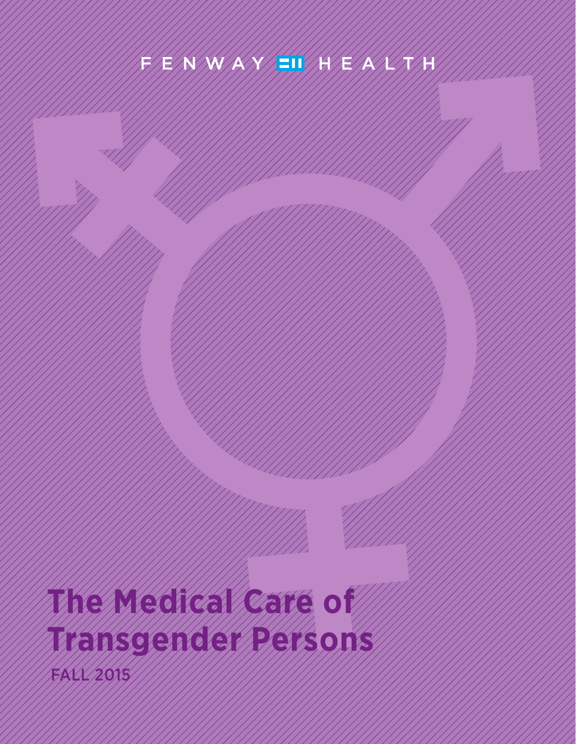FENWAY HEALTH

# The Medical Care of Transgender Persons

FALL 2015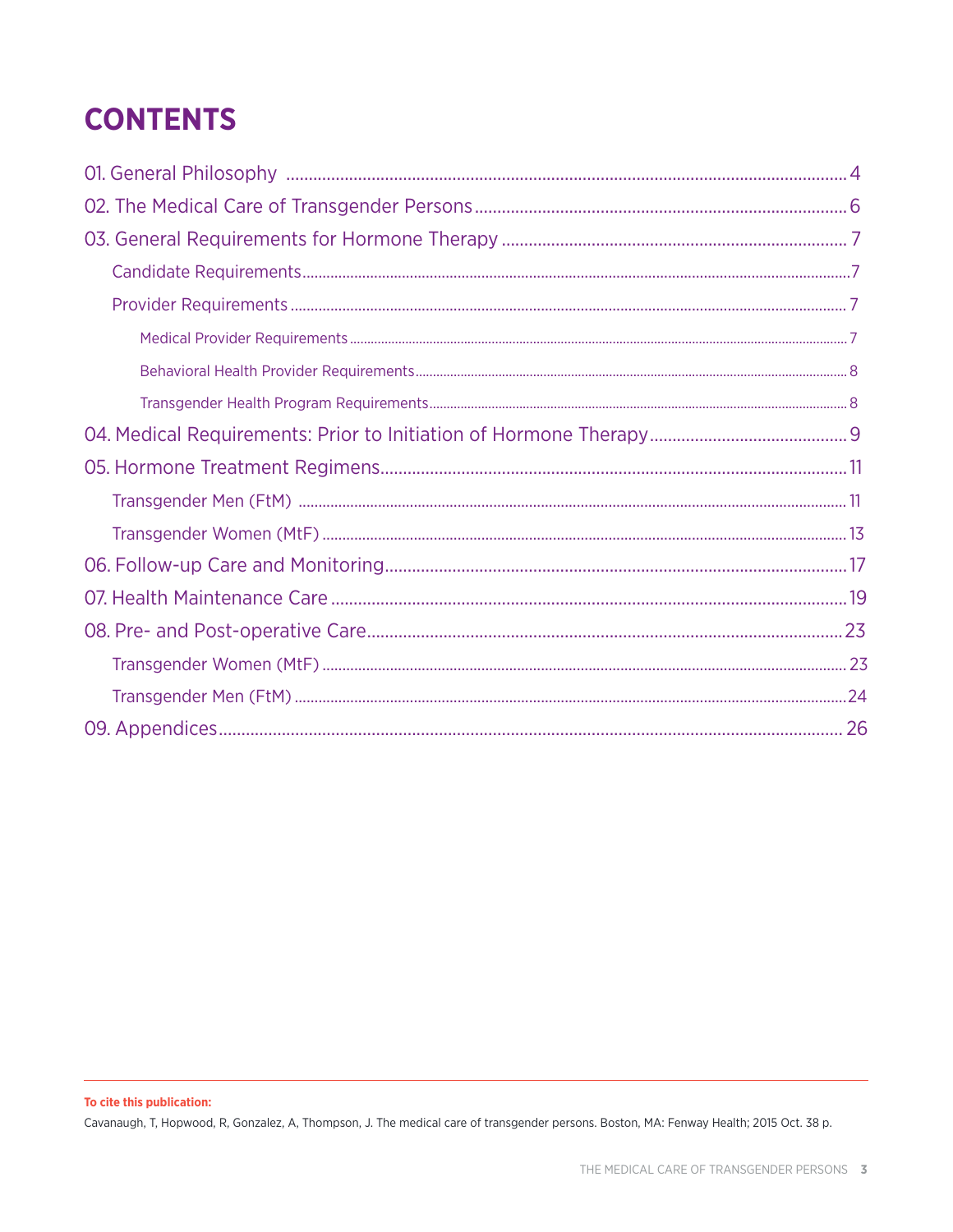# CONTENTS

- 01. General Philosophy ..... 4
- 02. The Medical Care of Transgender Persons ..... 6
- 03. General Requirements for Hormone Therapy ..... 7
  - Candidate Requirements ..... 7
  - Provider Requirements ..... 7
    - Medical Provider Requirements ..... 7
    - Behavioral Health Provider Requirements ..... 8
    - Transgender Health Program Requirements ..... 8
- 04. Medical Requirements: Prior to Initiation of Hormone Therapy ..... 9
- 05. Hormone Treatment Regimens ..... 11
  - Transgender Men (FtM) ..... 11
  - Transgender Women (MtF) ..... 13
- 06. Follow-up Care and Monitoring ..... 17
- 07. Health Maintenance Care ..... 19
- 08. Pre- and Post-operative Care ..... 23
  - Transgender Women (MtF) ..... 23
  - Transgender Men (FtM) ..... 24
- 09. Appendices ..... 26

**To cite this publication:**

Cavanaugh, T, Hopwood, R, Gonzalez, A, Thompson, J. The medical care of transgender persons. Boston, MA: Fenway Health; 2015 Oct. 38 p.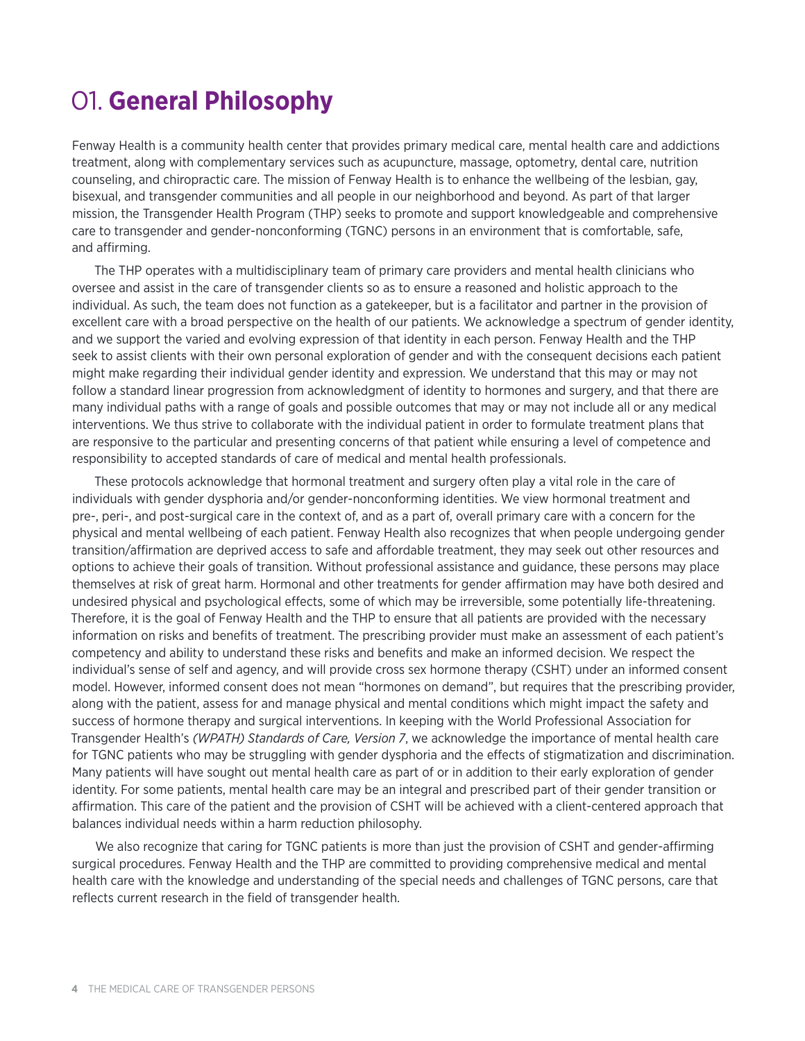# 01. **General Philosophy**

Fenway Health is a community health center that provides primary medical care, mental health care and addictions treatment, along with complementary services such as acupuncture, massage, optometry, dental care, nutrition counseling, and chiropractic care. The mission of Fenway Health is to enhance the wellbeing of the lesbian, gay, bisexual, and transgender communities and all people in our neighborhood and beyond. As part of that larger mission, the Transgender Health Program (THP) seeks to promote and support knowledgeable and comprehensive care to transgender and gender-nonconforming (TGNC) persons in an environment that is comfortable, safe, and affirming.

The THP operates with a multidisciplinary team of primary care providers and mental health clinicians who oversee and assist in the care of transgender clients so as to ensure a reasoned and holistic approach to the individual. As such, the team does not function as a gatekeeper, but is a facilitator and partner in the provision of excellent care with a broad perspective on the health of our patients. We acknowledge a spectrum of gender identity, and we support the varied and evolving expression of that identity in each person. Fenway Health and the THP seek to assist clients with their own personal exploration of gender and with the consequent decisions each patient might make regarding their individual gender identity and expression. We understand that this may or may not follow a standard linear progression from acknowledgment of identity to hormones and surgery, and that there are many individual paths with a range of goals and possible outcomes that may or may not include all or any medical interventions. We thus strive to collaborate with the individual patient in order to formulate treatment plans that are responsive to the particular and presenting concerns of that patient while ensuring a level of competence and responsibility to accepted standards of care of medical and mental health professionals.

These protocols acknowledge that hormonal treatment and surgery often play a vital role in the care of individuals with gender dysphoria and/or gender-nonconforming identities. We view hormonal treatment and pre-, peri-, and post-surgical care in the context of, and as a part of, overall primary care with a concern for the physical and mental wellbeing of each patient. Fenway Health also recognizes that when people undergoing gender transition/affirmation are deprived access to safe and affordable treatment, they may seek out other resources and options to achieve their goals of transition. Without professional assistance and guidance, these persons may place themselves at risk of great harm. Hormonal and other treatments for gender affirmation may have both desired and undesired physical and psychological effects, some of which may be irreversible, some potentially life-threatening. Therefore, it is the goal of Fenway Health and the THP to ensure that all patients are provided with the necessary information on risks and benefits of treatment. The prescribing provider must make an assessment of each patient's competency and ability to understand these risks and benefits and make an informed decision. We respect the individual's sense of self and agency, and will provide cross sex hormone therapy (CSHT) under an informed consent model. However, informed consent does not mean "hormones on demand", but requires that the prescribing provider, along with the patient, assess for and manage physical and mental conditions which might impact the safety and success of hormone therapy and surgical interventions. In keeping with the World Professional Association for Transgender Health's *(WPATH) Standards of Care, Version 7*, we acknowledge the importance of mental health care for TGNC patients who may be struggling with gender dysphoria and the effects of stigmatization and discrimination. Many patients will have sought out mental health care as part of or in addition to their early exploration of gender identity. For some patients, mental health care may be an integral and prescribed part of their gender transition or affirmation. This care of the patient and the provision of CSHT will be achieved with a client-centered approach that balances individual needs within a harm reduction philosophy.

We also recognize that caring for TGNC patients is more than just the provision of CSHT and gender-affirming surgical procedures. Fenway Health and the THP are committed to providing comprehensive medical and mental health care with the knowledge and understanding of the special needs and challenges of TGNC persons, care that reflects current research in the field of transgender health.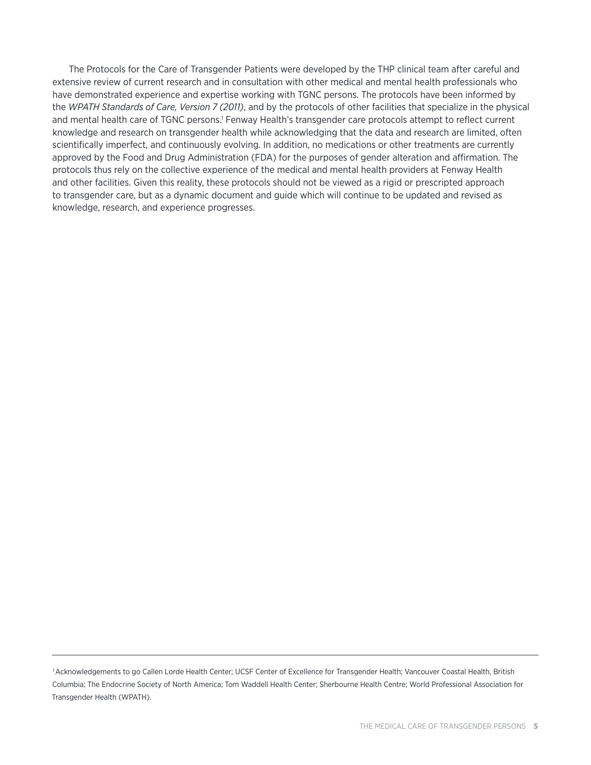The Protocols for the Care of Transgender Patients were developed by the THP clinical team after careful and extensive review of current research and in consultation with other medical and mental health professionals who have demonstrated experience and expertise working with TGNC persons. The protocols have been informed by the *WPATH Standards of Care, Version 7 (2011)*, and by the protocols of other facilities that specialize in the physical and mental health care of TGNC persons.[1] Fenway Health's transgender care protocols attempt to reflect current knowledge and research on transgender health while acknowledging that the data and research are limited, often scientifically imperfect, and continuously evolving. In addition, no medications or other treatments are currently approved by the Food and Drug Administration (FDA) for the purposes of gender alteration and affirmation. The protocols thus rely on the collective experience of the medical and mental health providers at Fenway Health and other facilities. Given this reality, these protocols should not be viewed as a rigid or prescripted approach to transgender care, but as a dynamic document and guide which will continue to be updated and revised as knowledge, research, and experience progresses.

---

[1] Acknowledgements to go Callen Lorde Health Center; UCSF Center of Excellence for Transgender Health; Vancouver Coastal Health, British Columbia; The Endocrine Society of North America; Tom Waddell Health Center; Sherbourne Health Centre; World Professional Association for Transgender Health (WPATH).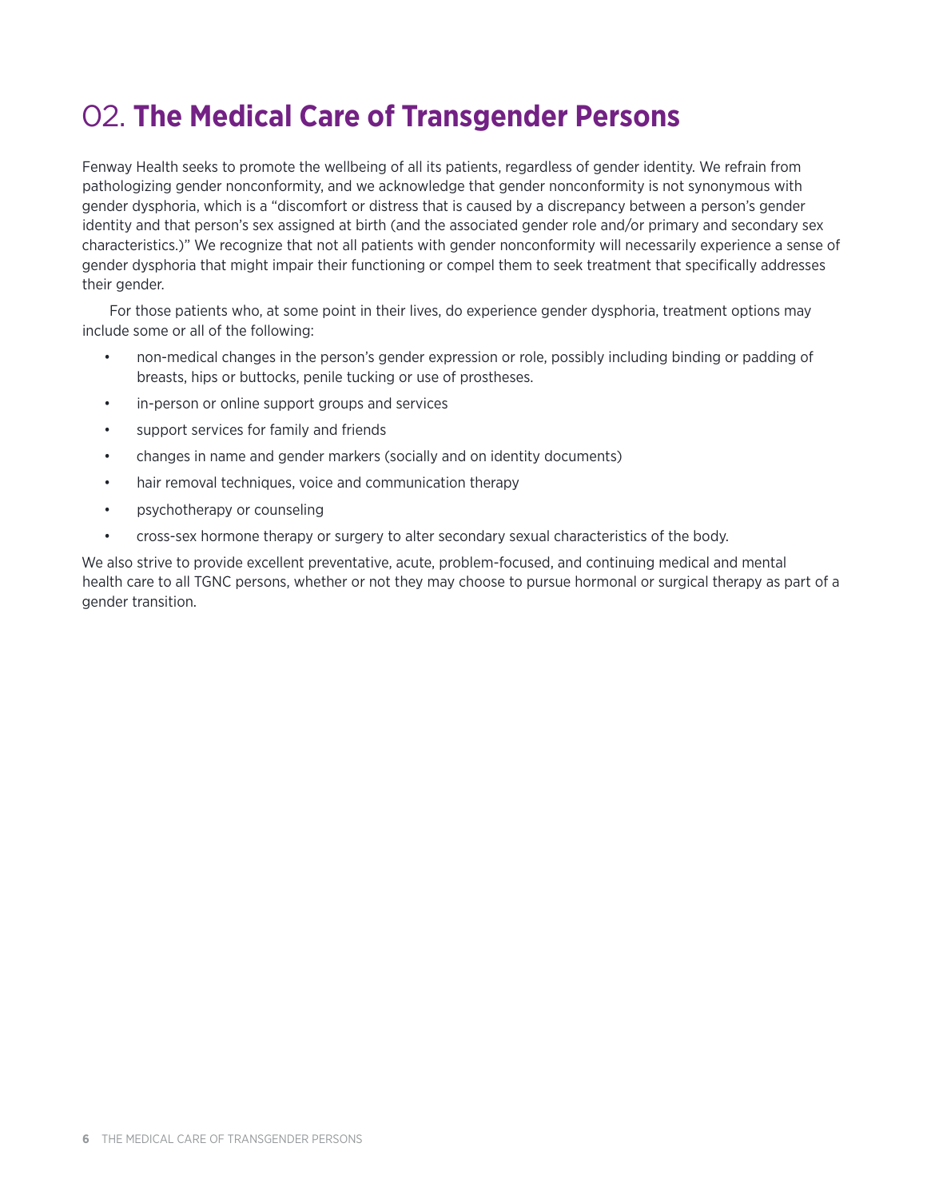# 02. The Medical Care of Transgender Persons

Fenway Health seeks to promote the wellbeing of all its patients, regardless of gender identity. We refrain from pathologizing gender nonconformity, and we acknowledge that gender nonconformity is not synonymous with gender dysphoria, which is a "discomfort or distress that is caused by a discrepancy between a person's gender identity and that person's sex assigned at birth (and the associated gender role and/or primary and secondary sex characteristics.)" We recognize that not all patients with gender nonconformity will necessarily experience a sense of gender dysphoria that might impair their functioning or compel them to seek treatment that specifically addresses their gender.

For those patients who, at some point in their lives, do experience gender dysphoria, treatment options may include some or all of the following:

- non-medical changes in the person's gender expression or role, possibly including binding or padding of breasts, hips or buttocks, penile tucking or use of prostheses.
- in-person or online support groups and services
- support services for family and friends
- changes in name and gender markers (socially and on identity documents)
- hair removal techniques, voice and communication therapy
- psychotherapy or counseling
- cross-sex hormone therapy or surgery to alter secondary sexual characteristics of the body.

We also strive to provide excellent preventative, acute, problem-focused, and continuing medical and mental health care to all TGNC persons, whether or not they may choose to pursue hormonal or surgical therapy as part of a gender transition.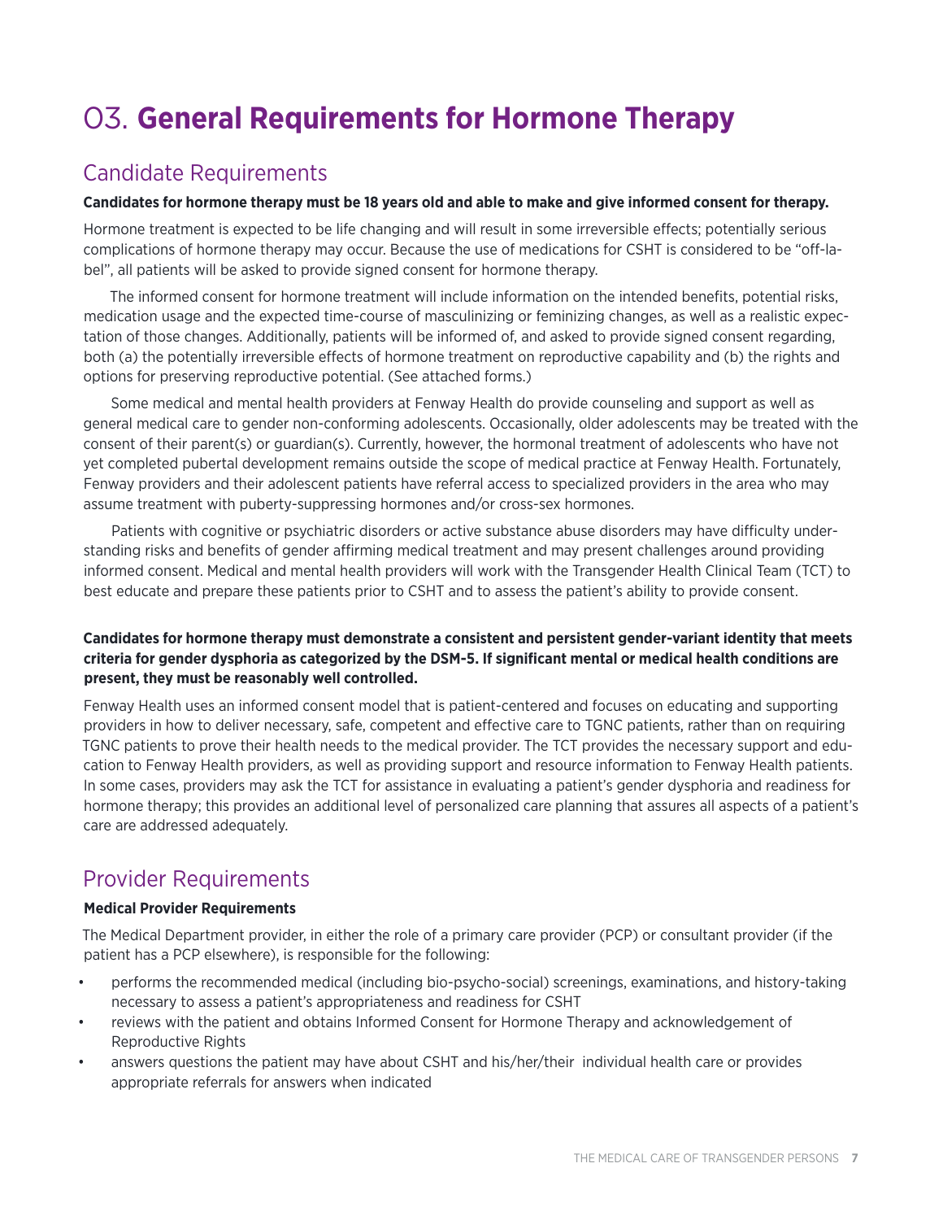# 03. **General Requirements for Hormone Therapy**

## Candidate Requirements

**Candidates for hormone therapy must be 18 years old and able to make and give informed consent for therapy.**

Hormone treatment is expected to be life changing and will result in some irreversible effects; potentially serious complications of hormone therapy may occur. Because the use of medications for CSHT is considered to be "off-label", all patients will be asked to provide signed consent for hormone therapy.

The informed consent for hormone treatment will include information on the intended benefits, potential risks, medication usage and the expected time-course of masculinizing or feminizing changes, as well as a realistic expectation of those changes. Additionally, patients will be informed of, and asked to provide signed consent regarding, both (a) the potentially irreversible effects of hormone treatment on reproductive capability and (b) the rights and options for preserving reproductive potential. (See attached forms.)

Some medical and mental health providers at Fenway Health do provide counseling and support as well as general medical care to gender non-conforming adolescents. Occasionally, older adolescents may be treated with the consent of their parent(s) or guardian(s). Currently, however, the hormonal treatment of adolescents who have not yet completed pubertal development remains outside the scope of medical practice at Fenway Health. Fortunately, Fenway providers and their adolescent patients have referral access to specialized providers in the area who may assume treatment with puberty-suppressing hormones and/or cross-sex hormones.

Patients with cognitive or psychiatric disorders or active substance abuse disorders may have difficulty understanding risks and benefits of gender affirming medical treatment and may present challenges around providing informed consent. Medical and mental health providers will work with the Transgender Health Clinical Team (TCT) to best educate and prepare these patients prior to CSHT and to assess the patient's ability to provide consent.

**Candidates for hormone therapy must demonstrate a consistent and persistent gender-variant identity that meets criteria for gender dysphoria as categorized by the DSM-5. If significant mental or medical health conditions are present, they must be reasonably well controlled.**

Fenway Health uses an informed consent model that is patient-centered and focuses on educating and supporting providers in how to deliver necessary, safe, competent and effective care to TGNC patients, rather than on requiring TGNC patients to prove their health needs to the medical provider. The TCT provides the necessary support and education to Fenway Health providers, as well as providing support and resource information to Fenway Health patients. In some cases, providers may ask the TCT for assistance in evaluating a patient's gender dysphoria and readiness for hormone therapy; this provides an additional level of personalized care planning that assures all aspects of a patient's care are addressed adequately.

## Provider Requirements

**Medical Provider Requirements**

The Medical Department provider, in either the role of a primary care provider (PCP) or consultant provider (if the patient has a PCP elsewhere), is responsible for the following:

- performs the recommended medical (including bio-psycho-social) screenings, examinations, and history-taking necessary to assess a patient's appropriateness and readiness for CSHT
- reviews with the patient and obtains Informed Consent for Hormone Therapy and acknowledgement of Reproductive Rights
- answers questions the patient may have about CSHT and his/her/their individual health care or provides appropriate referrals for answers when indicated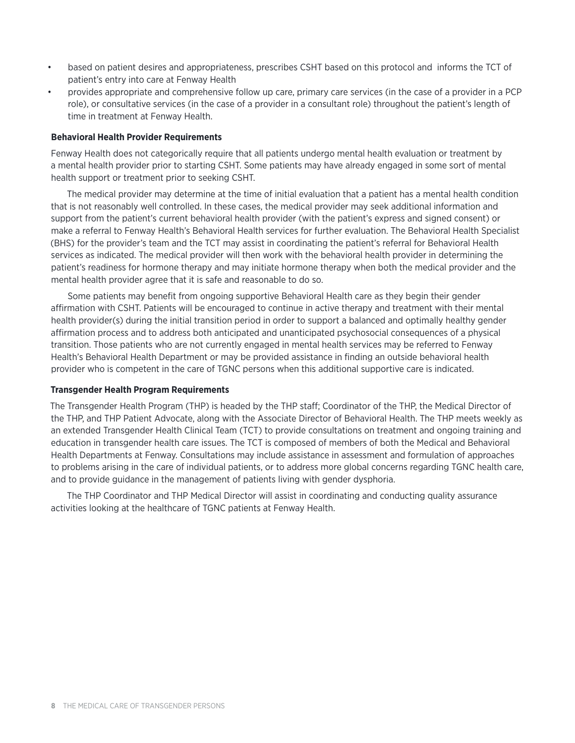- based on patient desires and appropriateness, prescribes CSHT based on this protocol and informs the TCT of patient's entry into care at Fenway Health
- provides appropriate and comprehensive follow up care, primary care services (in the case of a provider in a PCP role), or consultative services (in the case of a provider in a consultant role) throughout the patient's length of time in treatment at Fenway Health.

### Behavioral Health Provider Requirements

Fenway Health does not categorically require that all patients undergo mental health evaluation or treatment by a mental health provider prior to starting CSHT. Some patients may have already engaged in some sort of mental health support or treatment prior to seeking CSHT.

The medical provider may determine at the time of initial evaluation that a patient has a mental health condition that is not reasonably well controlled. In these cases, the medical provider may seek additional information and support from the patient's current behavioral health provider (with the patient's express and signed consent) or make a referral to Fenway Health's Behavioral Health services for further evaluation. The Behavioral Health Specialist (BHS) for the provider's team and the TCT may assist in coordinating the patient's referral for Behavioral Health services as indicated. The medical provider will then work with the behavioral health provider in determining the patient's readiness for hormone therapy and may initiate hormone therapy when both the medical provider and the mental health provider agree that it is safe and reasonable to do so.

Some patients may benefit from ongoing supportive Behavioral Health care as they begin their gender affirmation with CSHT. Patients will be encouraged to continue in active therapy and treatment with their mental health provider(s) during the initial transition period in order to support a balanced and optimally healthy gender affirmation process and to address both anticipated and unanticipated psychosocial consequences of a physical transition. Those patients who are not currently engaged in mental health services may be referred to Fenway Health's Behavioral Health Department or may be provided assistance in finding an outside behavioral health provider who is competent in the care of TGNC persons when this additional supportive care is indicated.

### Transgender Health Program Requirements

The Transgender Health Program (THP) is headed by the THP staff; Coordinator of the THP, the Medical Director of the THP, and THP Patient Advocate, along with the Associate Director of Behavioral Health. The THP meets weekly as an extended Transgender Health Clinical Team (TCT) to provide consultations on treatment and ongoing training and education in transgender health care issues. The TCT is composed of members of both the Medical and Behavioral Health Departments at Fenway. Consultations may include assistance in assessment and formulation of approaches to problems arising in the care of individual patients, or to address more global concerns regarding TGNC health care, and to provide guidance in the management of patients living with gender dysphoria.

The THP Coordinator and THP Medical Director will assist in coordinating and conducting quality assurance activities looking at the healthcare of TGNC patients at Fenway Health.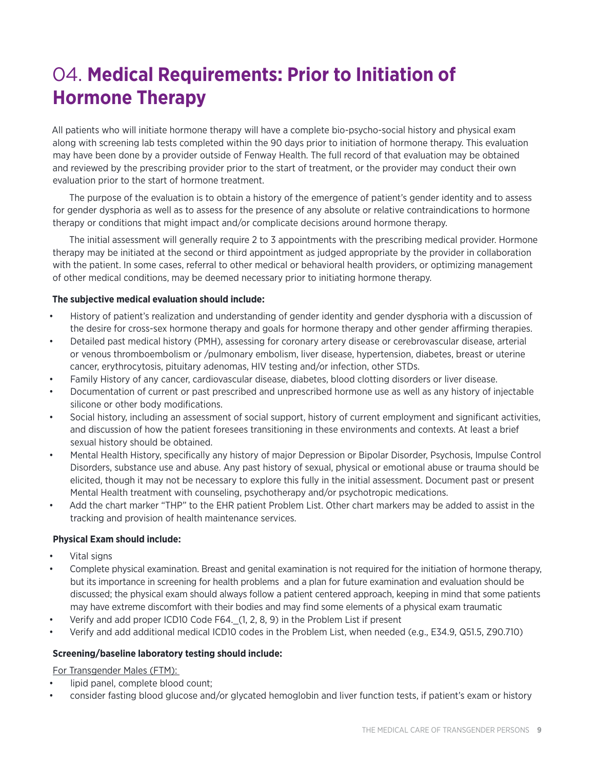# 04. **Medical Requirements: Prior to Initiation of Hormone Therapy**

All patients who will initiate hormone therapy will have a complete bio-psycho-social history and physical exam along with screening lab tests completed within the 90 days prior to initiation of hormone therapy. This evaluation may have been done by a provider outside of Fenway Health. The full record of that evaluation may be obtained and reviewed by the prescribing provider prior to the start of treatment, or the provider may conduct their own evaluation prior to the start of hormone treatment.

The purpose of the evaluation is to obtain a history of the emergence of patient's gender identity and to assess for gender dysphoria as well as to assess for the presence of any absolute or relative contraindications to hormone therapy or conditions that might impact and/or complicate decisions around hormone therapy.

The initial assessment will generally require 2 to 3 appointments with the prescribing medical provider. Hormone therapy may be initiated at the second or third appointment as judged appropriate by the provider in collaboration with the patient. In some cases, referral to other medical or behavioral health providers, or optimizing management of other medical conditions, may be deemed necessary prior to initiating hormone therapy.

**The subjective medical evaluation should include:**

- History of patient's realization and understanding of gender identity and gender dysphoria with a discussion of the desire for cross-sex hormone therapy and goals for hormone therapy and other gender affirming therapies.
- Detailed past medical history (PMH), assessing for coronary artery disease or cerebrovascular disease, arterial or venous thromboembolism or /pulmonary embolism, liver disease, hypertension, diabetes, breast or uterine cancer, erythrocytosis, pituitary adenomas, HIV testing and/or infection, other STDs.
- Family History of any cancer, cardiovascular disease, diabetes, blood clotting disorders or liver disease.
- Documentation of current or past prescribed and unprescribed hormone use as well as any history of injectable silicone or other body modifications.
- Social history, including an assessment of social support, history of current employment and significant activities, and discussion of how the patient foresees transitioning in these environments and contexts. At least a brief sexual history should be obtained.
- Mental Health History, specifically any history of major Depression or Bipolar Disorder, Psychosis, Impulse Control Disorders, substance use and abuse. Any past history of sexual, physical or emotional abuse or trauma should be elicited, though it may not be necessary to explore this fully in the initial assessment. Document past or present Mental Health treatment with counseling, psychotherapy and/or psychotropic medications.
- Add the chart marker "THP" to the EHR patient Problem List. Other chart markers may be added to assist in the tracking and provision of health maintenance services.

**Physical Exam should include:**

- Vital signs
- Complete physical examination. Breast and genital examination is not required for the initiation of hormone therapy, but its importance in screening for health problems and a plan for future examination and evaluation should be discussed; the physical exam should always follow a patient centered approach, keeping in mind that some patients may have extreme discomfort with their bodies and may find some elements of a physical exam traumatic
- Verify and add proper ICD10 Code F64._(1, 2, 8, 9) in the Problem List if present
- Verify and add additional medical ICD10 codes in the Problem List, when needed (e.g., E34.9, Q51.5, Z90.710)

**Screening/baseline laboratory testing should include:**

For Transgender Males (FTM):

- lipid panel, complete blood count;
- consider fasting blood glucose and/or glycated hemoglobin and liver function tests, if patient's exam or history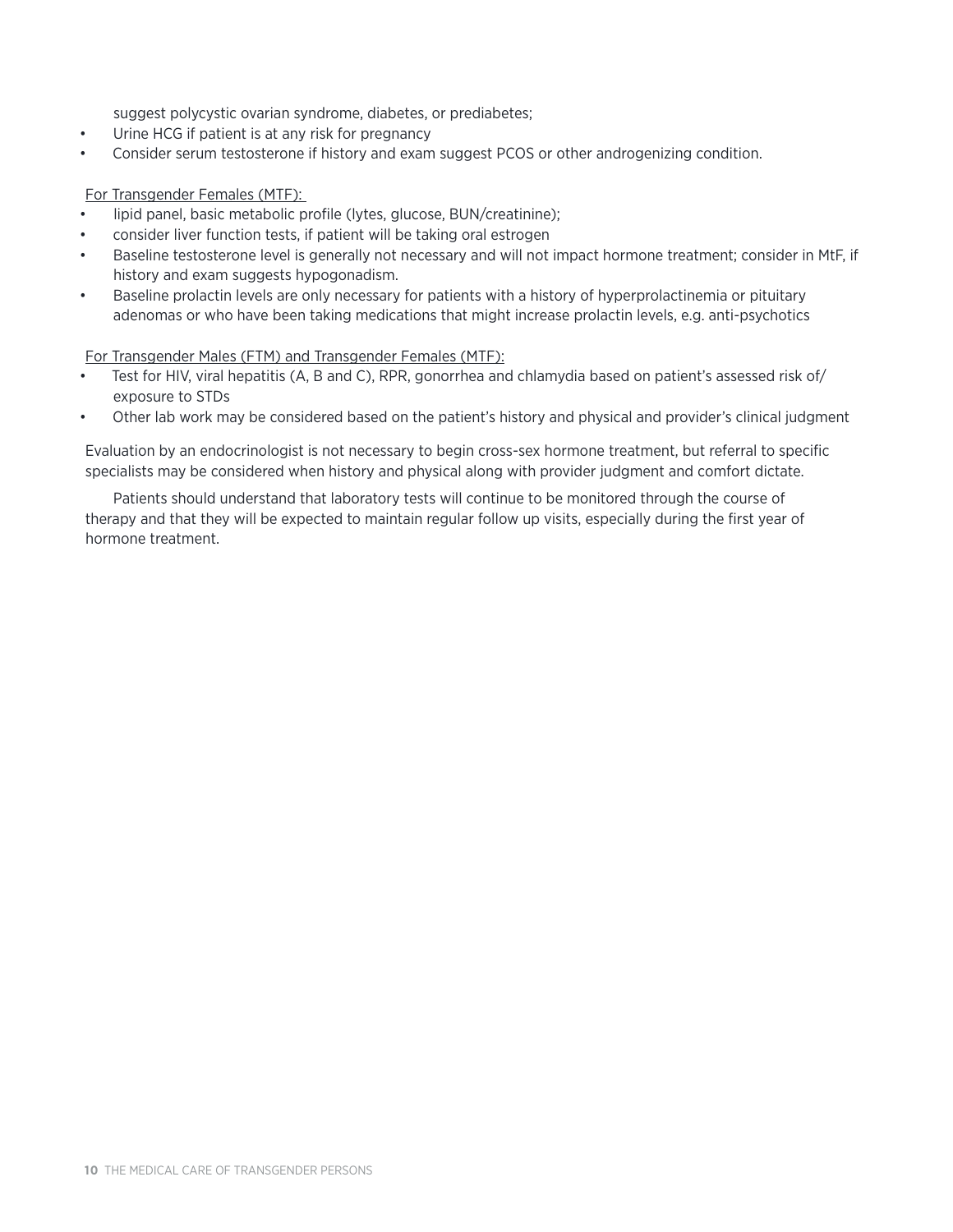suggest polycystic ovarian syndrome, diabetes, or prediabetes;

- Urine HCG if patient is at any risk for pregnancy
- Consider serum testosterone if history and exam suggest PCOS or other androgenizing condition.

For Transgender Females (MTF):

- lipid panel, basic metabolic profile (lytes, glucose, BUN/creatinine);
- consider liver function tests, if patient will be taking oral estrogen
- Baseline testosterone level is generally not necessary and will not impact hormone treatment; consider in MtF, if history and exam suggests hypogonadism.
- Baseline prolactin levels are only necessary for patients with a history of hyperprolactinemia or pituitary adenomas or who have been taking medications that might increase prolactin levels, e.g. anti-psychotics

For Transgender Males (FTM) and Transgender Females (MTF):

- Test for HIV, viral hepatitis (A, B and C), RPR, gonorrhea and chlamydia based on patient's assessed risk of/ exposure to STDs
- Other lab work may be considered based on the patient's history and physical and provider's clinical judgment

Evaluation by an endocrinologist is not necessary to begin cross-sex hormone treatment, but referral to specific specialists may be considered when history and physical along with provider judgment and comfort dictate.

Patients should understand that laboratory tests will continue to be monitored through the course of therapy and that they will be expected to maintain regular follow up visits, especially during the first year of hormone treatment.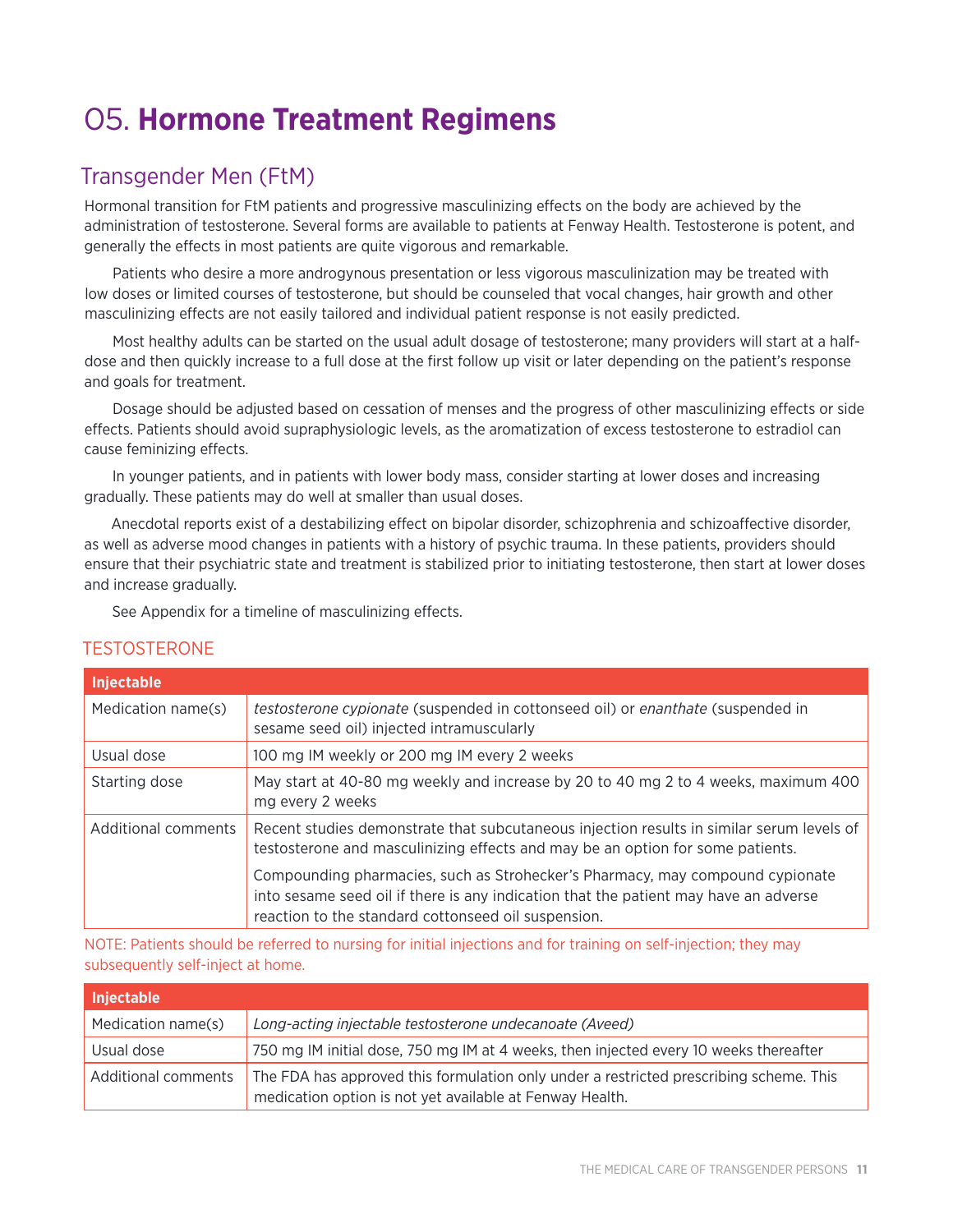# 05. **Hormone Treatment Regimens**

## Transgender Men (FtM)

Hormonal transition for FtM patients and progressive masculinizing effects on the body are achieved by the administration of testosterone. Several forms are available to patients at Fenway Health. Testosterone is potent, and generally the effects in most patients are quite vigorous and remarkable.

Patients who desire a more androgynous presentation or less vigorous masculinization may be treated with low doses or limited courses of testosterone, but should be counseled that vocal changes, hair growth and other masculinizing effects are not easily tailored and individual patient response is not easily predicted.

Most healthy adults can be started on the usual adult dosage of testosterone; many providers will start at a half-dose and then quickly increase to a full dose at the first follow up visit or later depending on the patient's response and goals for treatment.

Dosage should be adjusted based on cessation of menses and the progress of other masculinizing effects or side effects. Patients should avoid supraphysiologic levels, as the aromatization of excess testosterone to estradiol can cause feminizing effects.

In younger patients, and in patients with lower body mass, consider starting at lower doses and increasing gradually. These patients may do well at smaller than usual doses.

Anecdotal reports exist of a destabilizing effect on bipolar disorder, schizophrenia and schizoaffective disorder, as well as adverse mood changes in patients with a history of psychic trauma. In these patients, providers should ensure that their psychiatric state and treatment is stabilized prior to initiating testosterone, then start at lower doses and increase gradually.

See Appendix for a timeline of masculinizing effects.

### TESTOSTERONE

| **Injectable** | |
|---|---|
| Medication name(s) | *testosterone cypionate* (suspended in cottonseed oil) or *enanthate* (suspended in sesame seed oil) injected intramuscularly |
| Usual dose | 100 mg IM weekly or 200 mg IM every 2 weeks |
| Starting dose | May start at 40-80 mg weekly and increase by 20 to 40 mg 2 to 4 weeks, maximum 400 mg every 2 weeks |
| Additional comments | Recent studies demonstrate that subcutaneous injection results in similar serum levels of testosterone and masculinizing effects and may be an option for some patients. Compounding pharmacies, such as Strohecker's Pharmacy, may compound cypionate into sesame seed oil if there is any indication that the patient may have an adverse reaction to the standard cottonseed oil suspension. |

NOTE: Patients should be referred to nursing for initial injections and for training on self-injection; they may subsequently self-inject at home.

| **Injectable** | |
|---|---|
| Medication name(s) | *Long-acting injectable testosterone undecanoate (Aveed)* |
| Usual dose | 750 mg IM initial dose, 750 mg IM at 4 weeks, then injected every 10 weeks thereafter |
| Additional comments | The FDA has approved this formulation only under a restricted prescribing scheme. This medication option is not yet available at Fenway Health. |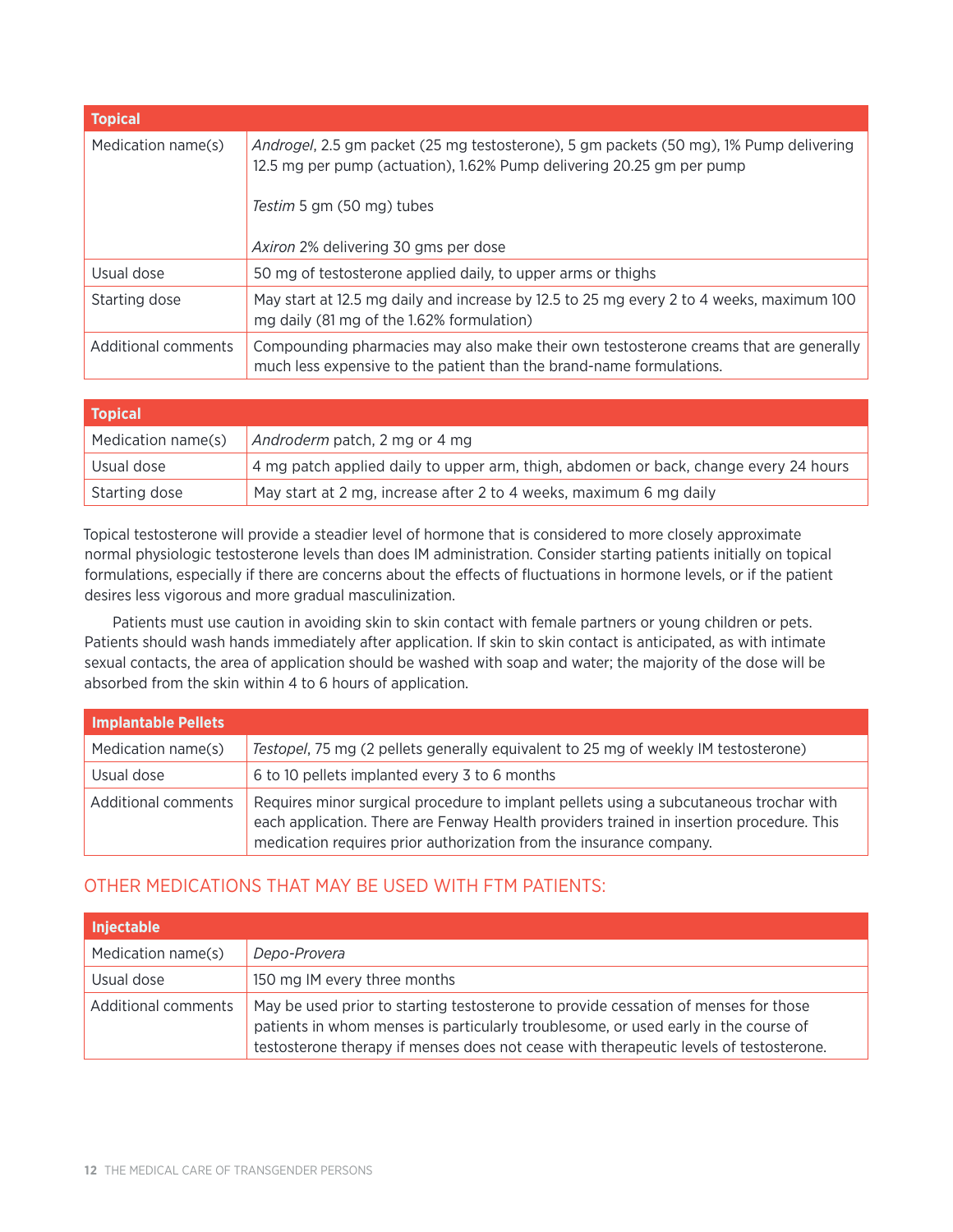| Topical | |
|---|---|
| Medication name(s) | *Androgel*, 2.5 gm packet (25 mg testosterone), 5 gm packets (50 mg), 1% Pump delivering 12.5 mg per pump (actuation), 1.62% Pump delivering 20.25 gm per pump<br><br>*Testim* 5 gm (50 mg) tubes<br><br>*Axiron* 2% delivering 30 gms per dose |
| Usual dose | 50 mg of testosterone applied daily, to upper arms or thighs |
| Starting dose | May start at 12.5 mg daily and increase by 12.5 to 25 mg every 2 to 4 weeks, maximum 100 mg daily (81 mg of the 1.62% formulation) |
| Additional comments | Compounding pharmacies may also make their own testosterone creams that are generally much less expensive to the patient than the brand-name formulations. |

| Topical | |
|---|---|
| Medication name(s) | *Androderm* patch, 2 mg or 4 mg |
| Usual dose | 4 mg patch applied daily to upper arm, thigh, abdomen or back, change every 24 hours |
| Starting dose | May start at 2 mg, increase after 2 to 4 weeks, maximum 6 mg daily |

Topical testosterone will provide a steadier level of hormone that is considered to more closely approximate normal physiologic testosterone levels than does IM administration. Consider starting patients initially on topical formulations, especially if there are concerns about the effects of fluctuations in hormone levels, or if the patient desires less vigorous and more gradual masculinization.

Patients must use caution in avoiding skin to skin contact with female partners or young children or pets. Patients should wash hands immediately after application. If skin to skin contact is anticipated, as with intimate sexual contacts, the area of application should be washed with soap and water; the majority of the dose will be absorbed from the skin within 4 to 6 hours of application.

| Implantable Pellets | |
|---|---|
| Medication name(s) | *Testopel*, 75 mg (2 pellets generally equivalent to 25 mg of weekly IM testosterone) |
| Usual dose | 6 to 10 pellets implanted every 3 to 6 months |
| Additional comments | Requires minor surgical procedure to implant pellets using a subcutaneous trochar with each application. There are Fenway Health providers trained in insertion procedure. This medication requires prior authorization from the insurance company. |

## OTHER MEDICATIONS THAT MAY BE USED WITH FTM PATIENTS:

| Injectable | |
|---|---|
| Medication name(s) | *Depo-Provera* |
| Usual dose | 150 mg IM every three months |
| Additional comments | May be used prior to starting testosterone to provide cessation of menses for those patients in whom menses is particularly troublesome, or used early in the course of testosterone therapy if menses does not cease with therapeutic levels of testosterone. |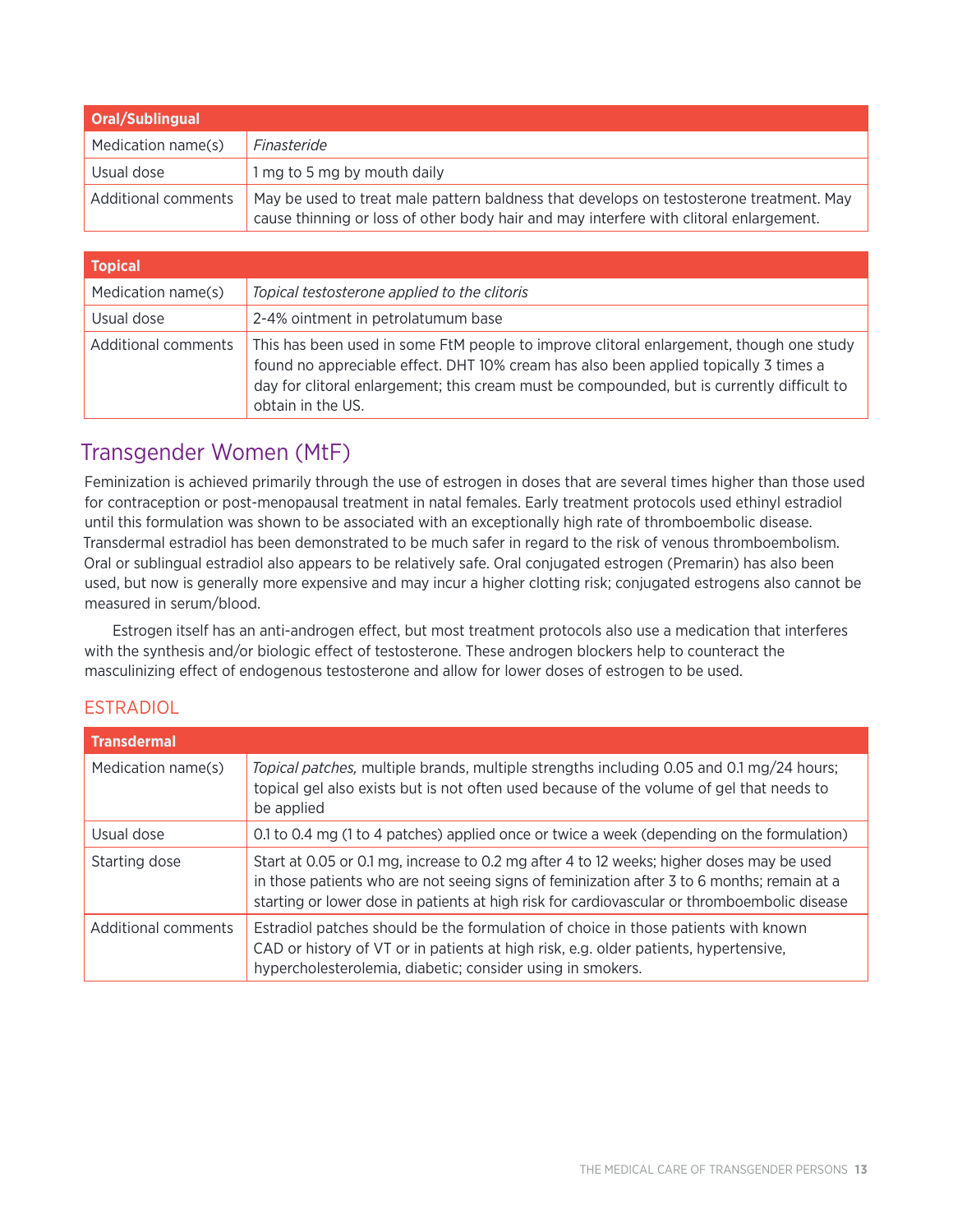| Oral/Sublingual | |
|---|---|
| Medication name(s) | *Finasteride* |
| Usual dose | 1 mg to 5 mg by mouth daily |
| Additional comments | May be used to treat male pattern baldness that develops on testosterone treatment. May cause thinning or loss of other body hair and may interfere with clitoral enlargement. |

| Topical | |
|---|---|
| Medication name(s) | *Topical testosterone applied to the clitoris* |
| Usual dose | 2-4% ointment in petrolatumum base |
| Additional comments | This has been used in some FtM people to improve clitoral enlargement, though one study found no appreciable effect. DHT 10% cream has also been applied topically 3 times a day for clitoral enlargement; this cream must be compounded, but is currently difficult to obtain in the US. |

## Transgender Women (MtF)

Feminization is achieved primarily through the use of estrogen in doses that are several times higher than those used for contraception or post-menopausal treatment in natal females. Early treatment protocols used ethinyl estradiol until this formulation was shown to be associated with an exceptionally high rate of thromboembolic disease. Transdermal estradiol has been demonstrated to be much safer in regard to the risk of venous thromboembolism. Oral or sublingual estradiol also appears to be relatively safe. Oral conjugated estrogen (Premarin) has also been used, but now is generally more expensive and may incur a higher clotting risk; conjugated estrogens also cannot be measured in serum/blood.

Estrogen itself has an anti-androgen effect, but most treatment protocols also use a medication that interferes with the synthesis and/or biologic effect of testosterone. These androgen blockers help to counteract the masculinizing effect of endogenous testosterone and allow for lower doses of estrogen to be used.

### ESTRADIOL

| Transdermal | |
|---|---|
| Medication name(s) | *Topical patches,* multiple brands, multiple strengths including 0.05 and 0.1 mg/24 hours; topical gel also exists but is not often used because of the volume of gel that needs to be applied |
| Usual dose | 0.1 to 0.4 mg (1 to 4 patches) applied once or twice a week (depending on the formulation) |
| Starting dose | Start at 0.05 or 0.1 mg, increase to 0.2 mg after 4 to 12 weeks; higher doses may be used in those patients who are not seeing signs of feminization after 3 to 6 months; remain at a starting or lower dose in patients at high risk for cardiovascular or thromboembolic disease |
| Additional comments | Estradiol patches should be the formulation of choice in those patients with known CAD or history of VT or in patients at high risk, e.g. older patients, hypertensive, hypercholesterolemia, diabetic; consider using in smokers. |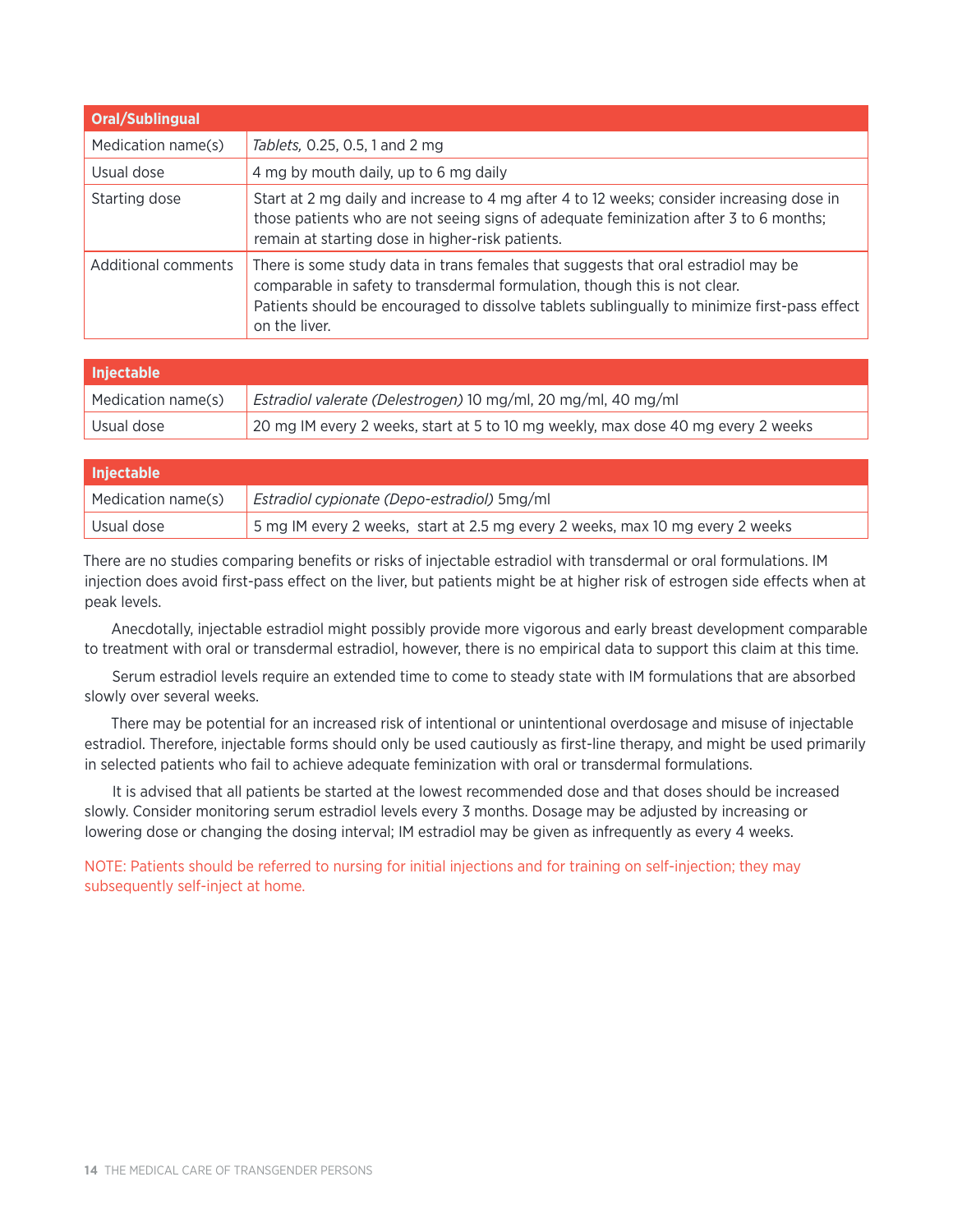| Oral/Sublingual | |
|---|---|
| Medication name(s) | *Tablets,* 0.25, 0.5, 1 and 2 mg |
| Usual dose | 4 mg by mouth daily, up to 6 mg daily |
| Starting dose | Start at 2 mg daily and increase to 4 mg after 4 to 12 weeks; consider increasing dose in those patients who are not seeing signs of adequate feminization after 3 to 6 months; remain at starting dose in higher-risk patients. |
| Additional comments | There is some study data in trans females that suggests that oral estradiol may be comparable in safety to transdermal formulation, though this is not clear. Patients should be encouraged to dissolve tablets sublingually to minimize first-pass effect on the liver. |

| Injectable | |
|---|---|
| Medication name(s) | *Estradiol valerate (Delestrogen)* 10 mg/ml, 20 mg/ml, 40 mg/ml |
| Usual dose | 20 mg IM every 2 weeks, start at 5 to 10 mg weekly, max dose 40 mg every 2 weeks |

| Injectable | |
|---|---|
| Medication name(s) | *Estradiol cypionate (Depo-estradiol)* 5mg/ml |
| Usual dose | 5 mg IM every 2 weeks, start at 2.5 mg every 2 weeks, max 10 mg every 2 weeks |

There are no studies comparing benefits or risks of injectable estradiol with transdermal or oral formulations. IM injection does avoid first-pass effect on the liver, but patients might be at higher risk of estrogen side effects when at peak levels.

Anecdotally, injectable estradiol might possibly provide more vigorous and early breast development comparable to treatment with oral or transdermal estradiol, however, there is no empirical data to support this claim at this time.

Serum estradiol levels require an extended time to come to steady state with IM formulations that are absorbed slowly over several weeks.

There may be potential for an increased risk of intentional or unintentional overdosage and misuse of injectable estradiol. Therefore, injectable forms should only be used cautiously as first-line therapy, and might be used primarily in selected patients who fail to achieve adequate feminization with oral or transdermal formulations.

It is advised that all patients be started at the lowest recommended dose and that doses should be increased slowly. Consider monitoring serum estradiol levels every 3 months. Dosage may be adjusted by increasing or lowering dose or changing the dosing interval; IM estradiol may be given as infrequently as every 4 weeks.

NOTE: Patients should be referred to nursing for initial injections and for training on self-injection; they may subsequently self-inject at home.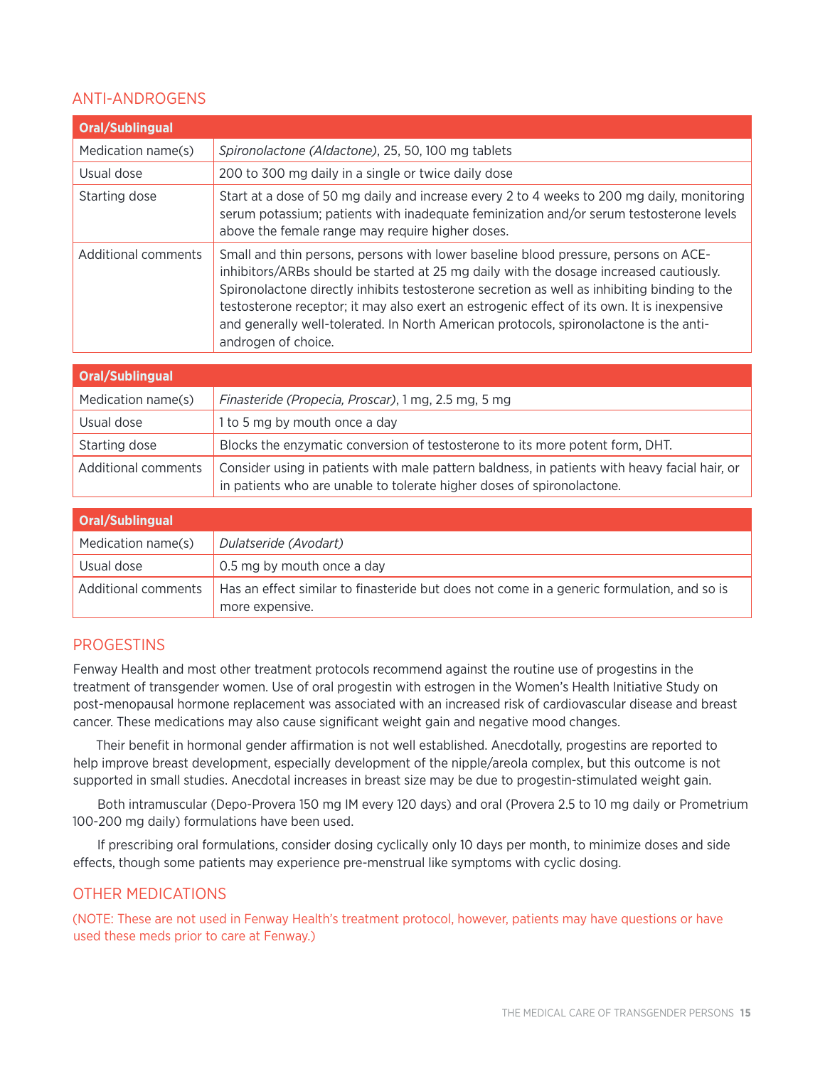## ANTI-ANDROGENS

| Oral/Sublingual | |
|---|---|
| Medication name(s) | *Spironolactone (Aldactone)*, 25, 50, 100 mg tablets |
| Usual dose | 200 to 300 mg daily in a single or twice daily dose |
| Starting dose | Start at a dose of 50 mg daily and increase every 2 to 4 weeks to 200 mg daily, monitoring serum potassium; patients with inadequate feminization and/or serum testosterone levels above the female range may require higher doses. |
| Additional comments | Small and thin persons, persons with lower baseline blood pressure, persons on ACE-inhibitors/ARBs should be started at 25 mg daily with the dosage increased cautiously. Spironolactone directly inhibits testosterone secretion as well as inhibiting binding to the testosterone receptor; it may also exert an estrogenic effect of its own. It is inexpensive and generally well-tolerated. In North American protocols, spironolactone is the anti-androgen of choice. |

| Oral/Sublingual | |
|---|---|
| Medication name(s) | *Finasteride (Propecia, Proscar)*, 1 mg, 2.5 mg, 5 mg |
| Usual dose | 1 to 5 mg by mouth once a day |
| Starting dose | Blocks the enzymatic conversion of testosterone to its more potent form, DHT. |
| Additional comments | Consider using in patients with male pattern baldness, in patients with heavy facial hair, or in patients who are unable to tolerate higher doses of spironolactone. |

| Oral/Sublingual | |
|---|---|
| Medication name(s) | *Dulatseride (Avodart)* |
| Usual dose | 0.5 mg by mouth once a day |
| Additional comments | Has an effect similar to finasteride but does not come in a generic formulation, and so is more expensive. |

## PROGESTINS

Fenway Health and most other treatment protocols recommend against the routine use of progestins in the treatment of transgender women. Use of oral progestin with estrogen in the Women's Health Initiative Study on post-menopausal hormone replacement was associated with an increased risk of cardiovascular disease and breast cancer. These medications may also cause significant weight gain and negative mood changes.

Their benefit in hormonal gender affirmation is not well established. Anecdotally, progestins are reported to help improve breast development, especially development of the nipple/areola complex, but this outcome is not supported in small studies. Anecdotal increases in breast size may be due to progestin-stimulated weight gain.

Both intramuscular (Depo-Provera 150 mg IM every 120 days) and oral (Provera 2.5 to 10 mg daily or Prometrium 100-200 mg daily) formulations have been used.

If prescribing oral formulations, consider dosing cyclically only 10 days per month, to minimize doses and side effects, though some patients may experience pre-menstrual like symptoms with cyclic dosing.

## OTHER MEDICATIONS

(NOTE: These are not used in Fenway Health's treatment protocol, however, patients may have questions or have used these meds prior to care at Fenway.)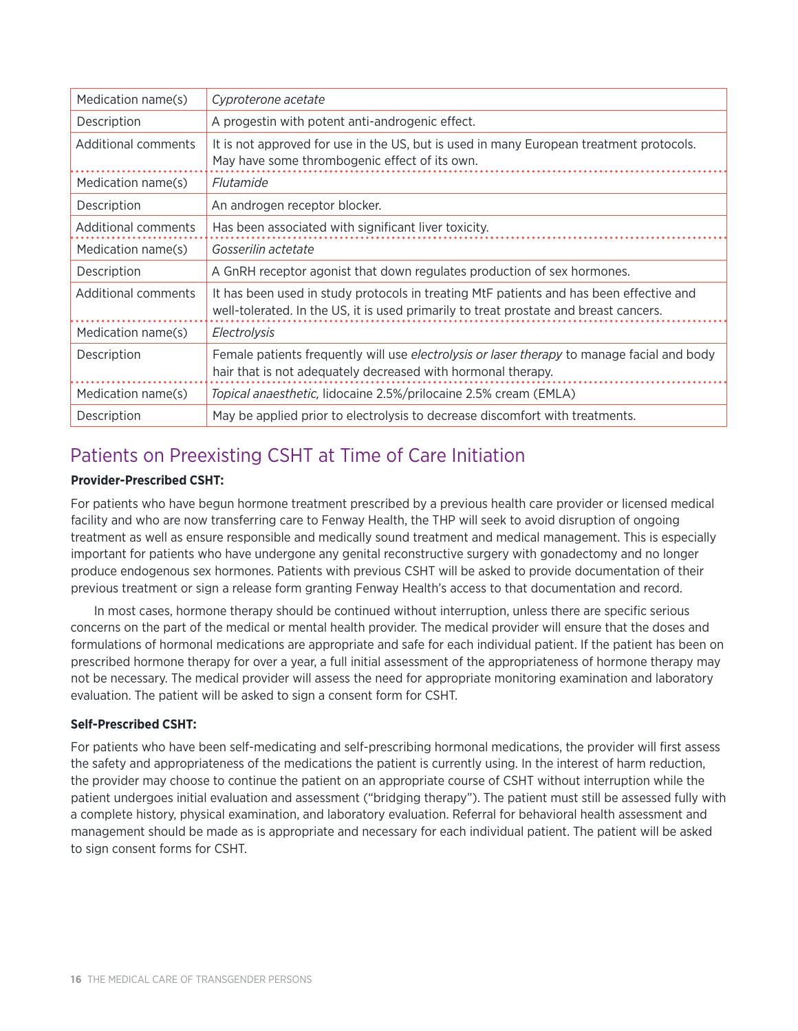| Medication name(s) | *Cyproterone acetate* |
|---|---|
| Description | A progestin with potent anti-androgenic effect. |
| Additional comments | It is not approved for use in the US, but is used in many European treatment protocols. May have some thrombogenic effect of its own. |
| Medication name(s) | *Flutamide* |
| Description | An androgen receptor blocker. |
| Additional comments | Has been associated with significant liver toxicity. |
| Medication name(s) | *Gosserilin acetate* |
| Description | A GnRH receptor agonist that down regulates production of sex hormones. |
| Additional comments | It has been used in study protocols in treating MtF patients and has been effective and well-tolerated. In the US, it is used primarily to treat prostate and breast cancers. |
| Medication name(s) | *Electrolysis* |
| Description | Female patients frequently will use *electrolysis or laser therapy* to manage facial and body hair that is not adequately decreased with hormonal therapy. |
| Medication name(s) | *Topical anaesthetic,* lidocaine 2.5%/prilocaine 2.5% cream (EMLA) |
| Description | May be applied prior to electrolysis to decrease discomfort with treatments. |

## Patients on Preexisting CSHT at Time of Care Initiation

**Provider-Prescribed CSHT:**

For patients who have begun hormone treatment prescribed by a previous health care provider or licensed medical facility and who are now transferring care to Fenway Health, the THP will seek to avoid disruption of ongoing treatment as well as ensure responsible and medically sound treatment and medical management. This is especially important for patients who have undergone any genital reconstructive surgery with gonadectomy and no longer produce endogenous sex hormones. Patients with previous CSHT will be asked to provide documentation of their previous treatment or sign a release form granting Fenway Health's access to that documentation and record.

In most cases, hormone therapy should be continued without interruption, unless there are specific serious concerns on the part of the medical or mental health provider. The medical provider will ensure that the doses and formulations of hormonal medications are appropriate and safe for each individual patient. If the patient has been on prescribed hormone therapy for over a year, a full initial assessment of the appropriateness of hormone therapy may not be necessary. The medical provider will assess the need for appropriate monitoring examination and laboratory evaluation. The patient will be asked to sign a consent form for CSHT.

**Self-Prescribed CSHT:**

For patients who have been self-medicating and self-prescribing hormonal medications, the provider will first assess the safety and appropriateness of the medications the patient is currently using. In the interest of harm reduction, the provider may choose to continue the patient on an appropriate course of CSHT without interruption while the patient undergoes initial evaluation and assessment ("bridging therapy"). The patient must still be assessed fully with a complete history, physical examination, and laboratory evaluation. Referral for behavioral health assessment and management should be made as is appropriate and necessary for each individual patient. The patient will be asked to sign consent forms for CSHT.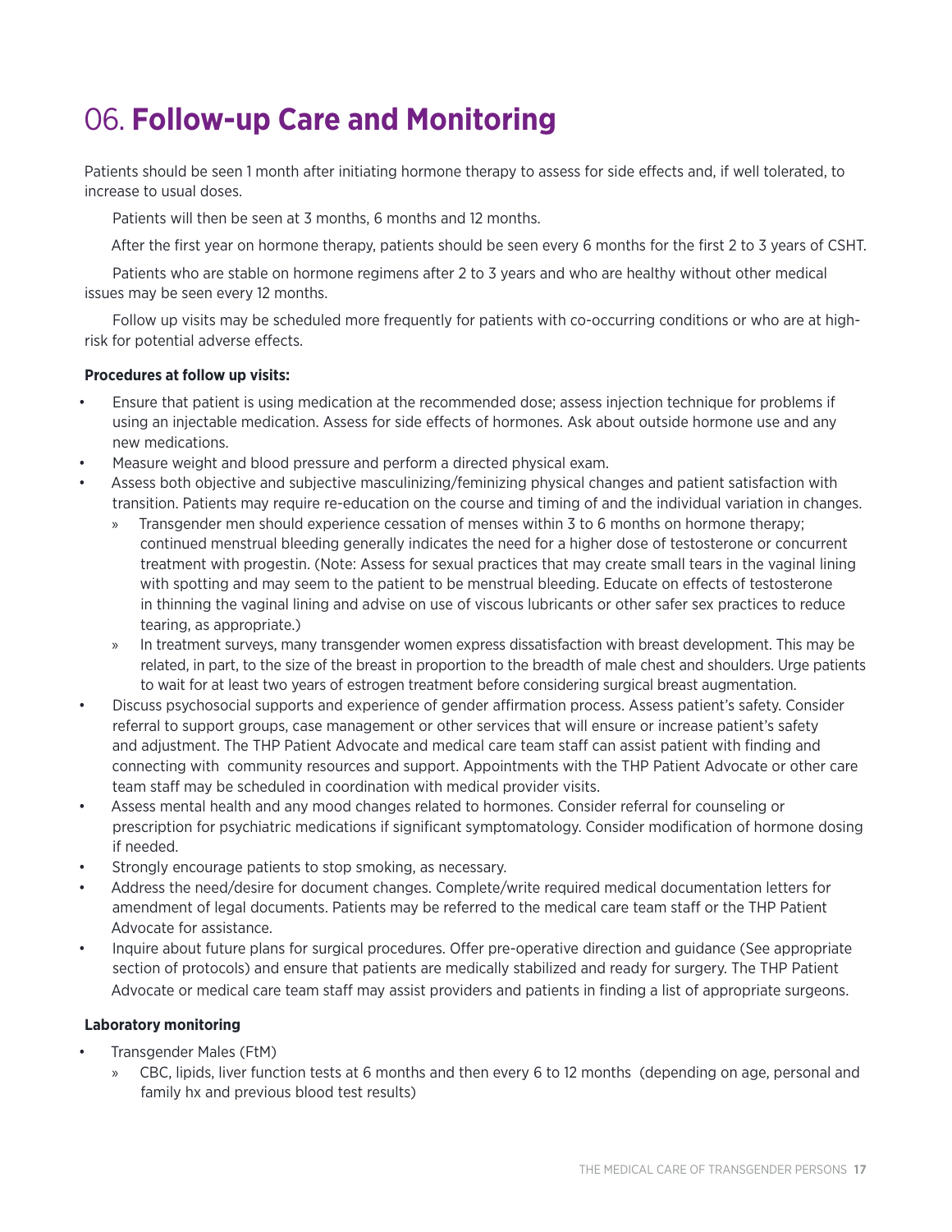# 06. **Follow-up Care and Monitoring**

Patients should be seen 1 month after initiating hormone therapy to assess for side effects and, if well tolerated, to increase to usual doses.

Patients will then be seen at 3 months, 6 months and 12 months.

After the first year on hormone therapy, patients should be seen every 6 months for the first 2 to 3 years of CSHT.

Patients who are stable on hormone regimens after 2 to 3 years and who are healthy without other medical issues may be seen every 12 months.

Follow up visits may be scheduled more frequently for patients with co-occurring conditions or who are at high-risk for potential adverse effects.

**Procedures at follow up visits:**

- Ensure that patient is using medication at the recommended dose; assess injection technique for problems if using an injectable medication. Assess for side effects of hormones. Ask about outside hormone use and any new medications.
- Measure weight and blood pressure and perform a directed physical exam.
- Assess both objective and subjective masculinizing/feminizing physical changes and patient satisfaction with transition. Patients may require re-education on the course and timing of and the individual variation in changes.
  - Transgender men should experience cessation of menses within 3 to 6 months on hormone therapy; continued menstrual bleeding generally indicates the need for a higher dose of testosterone or concurrent treatment with progestin. (Note: Assess for sexual practices that may create small tears in the vaginal lining with spotting and may seem to the patient to be menstrual bleeding. Educate on effects of testosterone in thinning the vaginal lining and advise on use of viscous lubricants or other safer sex practices to reduce tearing, as appropriate.)
  - In treatment surveys, many transgender women express dissatisfaction with breast development. This may be related, in part, to the size of the breast in proportion to the breadth of male chest and shoulders. Urge patients to wait for at least two years of estrogen treatment before considering surgical breast augmentation.
- Discuss psychosocial supports and experience of gender affirmation process. Assess patient's safety. Consider referral to support groups, case management or other services that will ensure or increase patient's safety and adjustment. The THP Patient Advocate and medical care team staff can assist patient with finding and connecting with community resources and support. Appointments with the THP Patient Advocate or other care team staff may be scheduled in coordination with medical provider visits.
- Assess mental health and any mood changes related to hormones. Consider referral for counseling or prescription for psychiatric medications if significant symptomatology. Consider modification of hormone dosing if needed.
- Strongly encourage patients to stop smoking, as necessary.
- Address the need/desire for document changes. Complete/write required medical documentation letters for amendment of legal documents. Patients may be referred to the medical care team staff or the THP Patient Advocate for assistance.
- Inquire about future plans for surgical procedures. Offer pre-operative direction and guidance (See appropriate section of protocols) and ensure that patients are medically stabilized and ready for surgery. The THP Patient Advocate or medical care team staff may assist providers and patients in finding a list of appropriate surgeons.

**Laboratory monitoring**

- Transgender Males (FtM)
  - CBC, lipids, liver function tests at 6 months and then every 6 to 12 months (depending on age, personal and family hx and previous blood test results)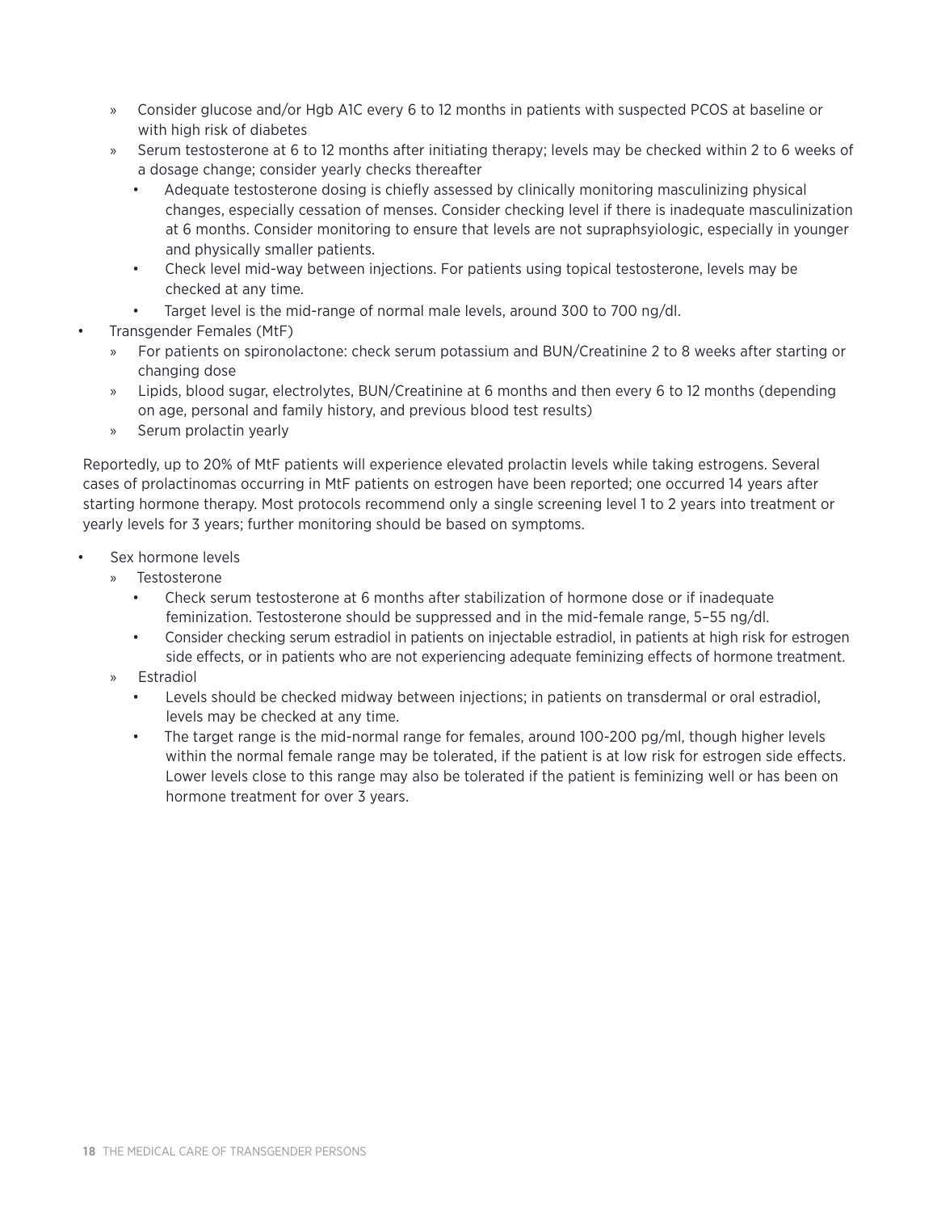- Consider glucose and/or Hgb A1C every 6 to 12 months in patients with suspected PCOS at baseline or with high risk of diabetes
   - Serum testosterone at 6 to 12 months after initiating therapy; levels may be checked within 2 to 6 weeks of a dosage change; consider yearly checks thereafter
     - Adequate testosterone dosing is chiefly assessed by clinically monitoring masculinizing physical changes, especially cessation of menses. Consider checking level if there is inadequate masculinization at 6 months. Consider monitoring to ensure that levels are not supraphsyiologic, especially in younger and physically smaller patients.
     - Check level mid-way between injections. For patients using topical testosterone, levels may be checked at any time.
     - Target level is the mid-range of normal male levels, around 300 to 700 ng/dl.
- Transgender Females (MtF)
   - For patients on spironolactone: check serum potassium and BUN/Creatinine 2 to 8 weeks after starting or changing dose
   - Lipids, blood sugar, electrolytes, BUN/Creatinine at 6 months and then every 6 to 12 months (depending on age, personal and family history, and previous blood test results)
   - Serum prolactin yearly

Reportedly, up to 20% of MtF patients will experience elevated prolactin levels while taking estrogens. Several cases of prolactinomas occurring in MtF patients on estrogen have been reported; one occurred 14 years after starting hormone therapy. Most protocols recommend only a single screening level 1 to 2 years into treatment or yearly levels for 3 years; further monitoring should be based on symptoms.

- Sex hormone levels
   - Testosterone
     - Check serum testosterone at 6 months after stabilization of hormone dose or if inadequate feminization. Testosterone should be suppressed and in the mid-female range, 5–55 ng/dl.
     - Consider checking serum estradiol in patients on injectable estradiol, in patients at high risk for estrogen side effects, or in patients who are not experiencing adequate feminizing effects of hormone treatment.
   - Estradiol
     - Levels should be checked midway between injections; in patients on transdermal or oral estradiol, levels may be checked at any time.
     - The target range is the mid-normal range for females, around 100-200 pg/ml, though higher levels within the normal female range may be tolerated, if the patient is at low risk for estrogen side effects. Lower levels close to this range may also be tolerated if the patient is feminizing well or has been on hormone treatment for over 3 years.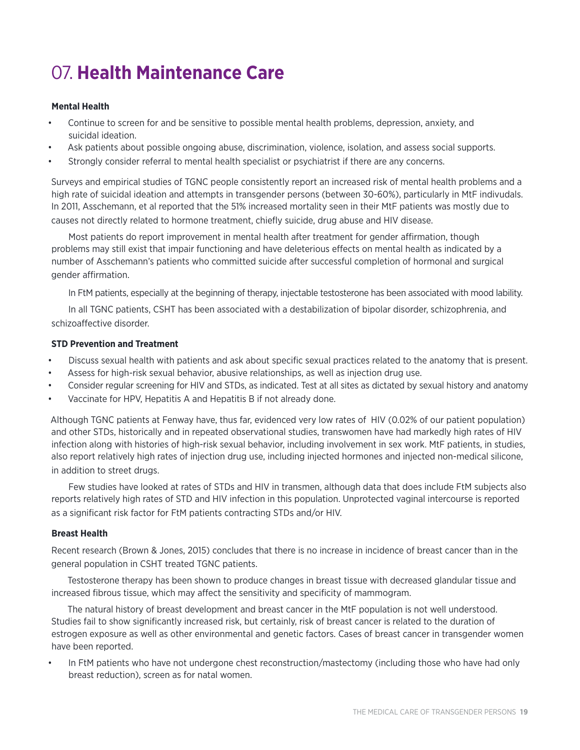# 07. **Health Maintenance Care**

**Mental Health**

- Continue to screen for and be sensitive to possible mental health problems, depression, anxiety, and suicidal ideation.
- Ask patients about possible ongoing abuse, discrimination, violence, isolation, and assess social supports.
- Strongly consider referral to mental health specialist or psychiatrist if there are any concerns.

Surveys and empirical studies of TGNC people consistently report an increased risk of mental health problems and a high rate of suicidal ideation and attempts in transgender persons (between 30-60%), particularly in MtF indivudals. In 2011, Asschemann, et al reported that the 51% increased mortality seen in their MtF patients was mostly due to causes not directly related to hormone treatment, chiefly suicide, drug abuse and HIV disease.

Most patients do report improvement in mental health after treatment for gender affirmation, though problems may still exist that impair functioning and have deleterious effects on mental health as indicated by a number of Asschemann's patients who committed suicide after successful completion of hormonal and surgical gender affirmation.

In FtM patients, especially at the beginning of therapy, injectable testosterone has been associated with mood lability.

In all TGNC patients, CSHT has been associated with a destabilization of bipolar disorder, schizophrenia, and schizoaffective disorder.

**STD Prevention and Treatment**

- Discuss sexual health with patients and ask about specific sexual practices related to the anatomy that is present.
- Assess for high-risk sexual behavior, abusive relationships, as well as injection drug use.
- Consider regular screening for HIV and STDs, as indicated. Test at all sites as dictated by sexual history and anatomy
- Vaccinate for HPV, Hepatitis A and Hepatitis B if not already done.

Although TGNC patients at Fenway have, thus far, evidenced very low rates of HIV (0.02% of our patient population) and other STDs, historically and in repeated observational studies, transwomen have had markedly high rates of HIV infection along with histories of high-risk sexual behavior, including involvement in sex work. MtF patients, in studies, also report relatively high rates of injection drug use, including injected hormones and injected non-medical silicone, in addition to street drugs.

Few studies have looked at rates of STDs and HIV in transmen, although data that does include FtM subjects also reports relatively high rates of STD and HIV infection in this population. Unprotected vaginal intercourse is reported as a significant risk factor for FtM patients contracting STDs and/or HIV.

**Breast Health**

Recent research (Brown & Jones, 2015) concludes that there is no increase in incidence of breast cancer than in the general population in CSHT treated TGNC patients.

Testosterone therapy has been shown to produce changes in breast tissue with decreased glandular tissue and increased fibrous tissue, which may affect the sensitivity and specificity of mammogram.

The natural history of breast development and breast cancer in the MtF population is not well understood. Studies fail to show significantly increased risk, but certainly, risk of breast cancer is related to the duration of estrogen exposure as well as other environmental and genetic factors. Cases of breast cancer in transgender women have been reported.

- In FtM patients who have not undergone chest reconstruction/mastectomy (including those who have had only breast reduction), screen as for natal women.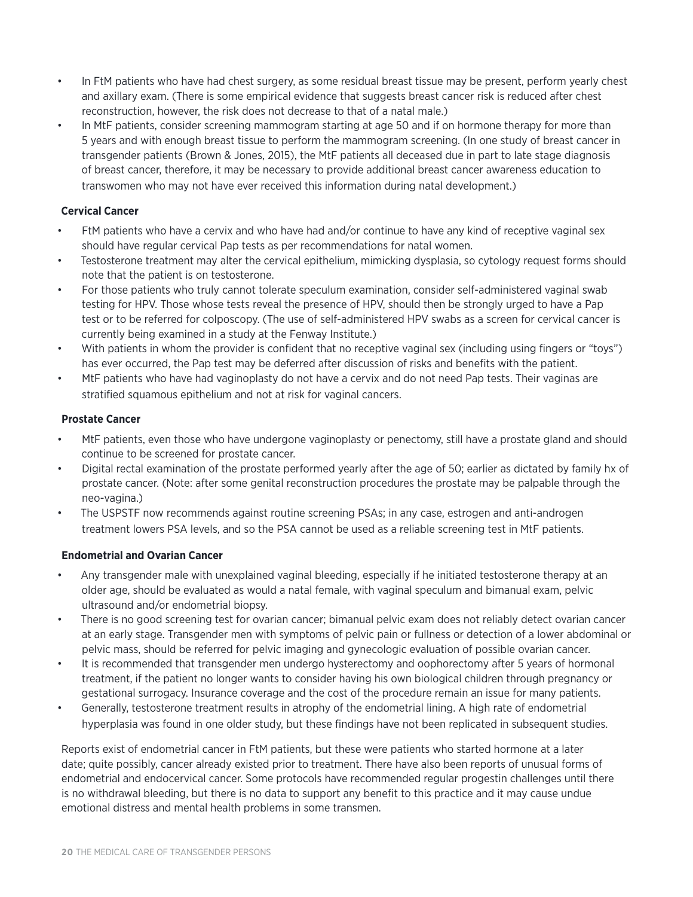- In FtM patients who have had chest surgery, as some residual breast tissue may be present, perform yearly chest and axillary exam. (There is some empirical evidence that suggests breast cancer risk is reduced after chest reconstruction, however, the risk does not decrease to that of a natal male.)
- In MtF patients, consider screening mammogram starting at age 50 and if on hormone therapy for more than 5 years and with enough breast tissue to perform the mammogram screening. (In one study of breast cancer in transgender patients (Brown & Jones, 2015), the MtF patients all deceased due in part to late stage diagnosis of breast cancer, therefore, it may be necessary to provide additional breast cancer awareness education to transwomen who may not have ever received this information during natal development.)

**Cervical Cancer**

- FtM patients who have a cervix and who have had and/or continue to have any kind of receptive vaginal sex should have regular cervical Pap tests as per recommendations for natal women.
- Testosterone treatment may alter the cervical epithelium, mimicking dysplasia, so cytology request forms should note that the patient is on testosterone.
- For those patients who truly cannot tolerate speculum examination, consider self-administered vaginal swab testing for HPV. Those whose tests reveal the presence of HPV, should then be strongly urged to have a Pap test or to be referred for colposcopy. (The use of self-administered HPV swabs as a screen for cervical cancer is currently being examined in a study at the Fenway Institute.)
- With patients in whom the provider is confident that no receptive vaginal sex (including using fingers or "toys") has ever occurred, the Pap test may be deferred after discussion of risks and benefits with the patient.
- MtF patients who have had vaginoplasty do not have a cervix and do not need Pap tests. Their vaginas are stratified squamous epithelium and not at risk for vaginal cancers.

**Prostate Cancer**

- MtF patients, even those who have undergone vaginoplasty or penectomy, still have a prostate gland and should continue to be screened for prostate cancer.
- Digital rectal examination of the prostate performed yearly after the age of 50; earlier as dictated by family hx of prostate cancer. (Note: after some genital reconstruction procedures the prostate may be palpable through the neo-vagina.)
- The USPSTF now recommends against routine screening PSAs; in any case, estrogen and anti-androgen treatment lowers PSA levels, and so the PSA cannot be used as a reliable screening test in MtF patients.

**Endometrial and Ovarian Cancer**

- Any transgender male with unexplained vaginal bleeding, especially if he initiated testosterone therapy at an older age, should be evaluated as would a natal female, with vaginal speculum and bimanual exam, pelvic ultrasound and/or endometrial biopsy.
- There is no good screening test for ovarian cancer; bimanual pelvic exam does not reliably detect ovarian cancer at an early stage. Transgender men with symptoms of pelvic pain or fullness or detection of a lower abdominal or pelvic mass, should be referred for pelvic imaging and gynecologic evaluation of possible ovarian cancer.
- It is recommended that transgender men undergo hysterectomy and oophorectomy after 5 years of hormonal treatment, if the patient no longer wants to consider having his own biological children through pregnancy or gestational surrogacy. Insurance coverage and the cost of the procedure remain an issue for many patients.
- Generally, testosterone treatment results in atrophy of the endometrial lining. A high rate of endometrial hyperplasia was found in one older study, but these findings have not been replicated in subsequent studies.

Reports exist of endometrial cancer in FtM patients, but these were patients who started hormone at a later date; quite possibly, cancer already existed prior to treatment. There have also been reports of unusual forms of endometrial and endocervical cancer. Some protocols have recommended regular progestin challenges until there is no withdrawal bleeding, but there is no data to support any benefit to this practice and it may cause undue emotional distress and mental health problems in some transmen.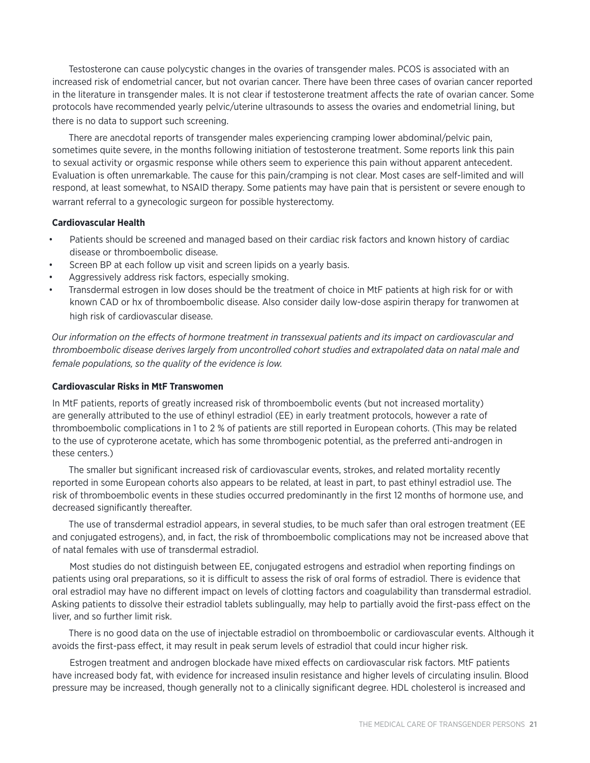Testosterone can cause polycystic changes in the ovaries of transgender males. PCOS is associated with an increased risk of endometrial cancer, but not ovarian cancer. There have been three cases of ovarian cancer reported in the literature in transgender males. It is not clear if testosterone treatment affects the rate of ovarian cancer. Some protocols have recommended yearly pelvic/uterine ultrasounds to assess the ovaries and endometrial lining, but there is no data to support such screening.

There are anecdotal reports of transgender males experiencing cramping lower abdominal/pelvic pain, sometimes quite severe, in the months following initiation of testosterone treatment. Some reports link this pain to sexual activity or orgasmic response while others seem to experience this pain without apparent antecedent. Evaluation is often unremarkable. The cause for this pain/cramping is not clear. Most cases are self-limited and will respond, at least somewhat, to NSAID therapy. Some patients may have pain that is persistent or severe enough to warrant referral to a gynecologic surgeon for possible hysterectomy.

**Cardiovascular Health**

- Patients should be screened and managed based on their cardiac risk factors and known history of cardiac disease or thromboembolic disease.
- Screen BP at each follow up visit and screen lipids on a yearly basis.
- Aggressively address risk factors, especially smoking.
- Transdermal estrogen in low doses should be the treatment of choice in MtF patients at high risk for or with known CAD or hx of thromboembolic disease. Also consider daily low-dose aspirin therapy for tranwomen at high risk of cardiovascular disease.

*Our information on the effects of hormone treatment in transsexual patients and its impact on cardiovascular and thromboembolic disease derives largely from uncontrolled cohort studies and extrapolated data on natal male and female populations, so the quality of the evidence is low.*

**Cardiovascular Risks in MtF Transwomen**

In MtF patients, reports of greatly increased risk of thromboembolic events (but not increased mortality) are generally attributed to the use of ethinyl estradiol (EE) in early treatment protocols, however a rate of thromboembolic complications in 1 to 2 % of patients are still reported in European cohorts. (This may be related to the use of cyproterone acetate, which has some thrombogenic potential, as the preferred anti-androgen in these centers.)

The smaller but significant increased risk of cardiovascular events, strokes, and related mortality recently reported in some European cohorts also appears to be related, at least in part, to past ethinyl estradiol use. The risk of thromboembolic events in these studies occurred predominantly in the first 12 months of hormone use, and decreased significantly thereafter.

The use of transdermal estradiol appears, in several studies, to be much safer than oral estrogen treatment (EE and conjugated estrogens), and, in fact, the risk of thromboembolic complications may not be increased above that of natal females with use of transdermal estradiol.

Most studies do not distinguish between EE, conjugated estrogens and estradiol when reporting findings on patients using oral preparations, so it is difficult to assess the risk of oral forms of estradiol. There is evidence that oral estradiol may have no different impact on levels of clotting factors and coagulability than transdermal estradiol. Asking patients to dissolve their estradiol tablets sublingually, may help to partially avoid the first-pass effect on the liver, and so further limit risk.

There is no good data on the use of injectable estradiol on thromboembolic or cardiovascular events. Although it avoids the first-pass effect, it may result in peak serum levels of estradiol that could incur higher risk.

Estrogen treatment and androgen blockade have mixed effects on cardiovascular risk factors. MtF patients have increased body fat, with evidence for increased insulin resistance and higher levels of circulating insulin. Blood pressure may be increased, though generally not to a clinically significant degree. HDL cholesterol is increased and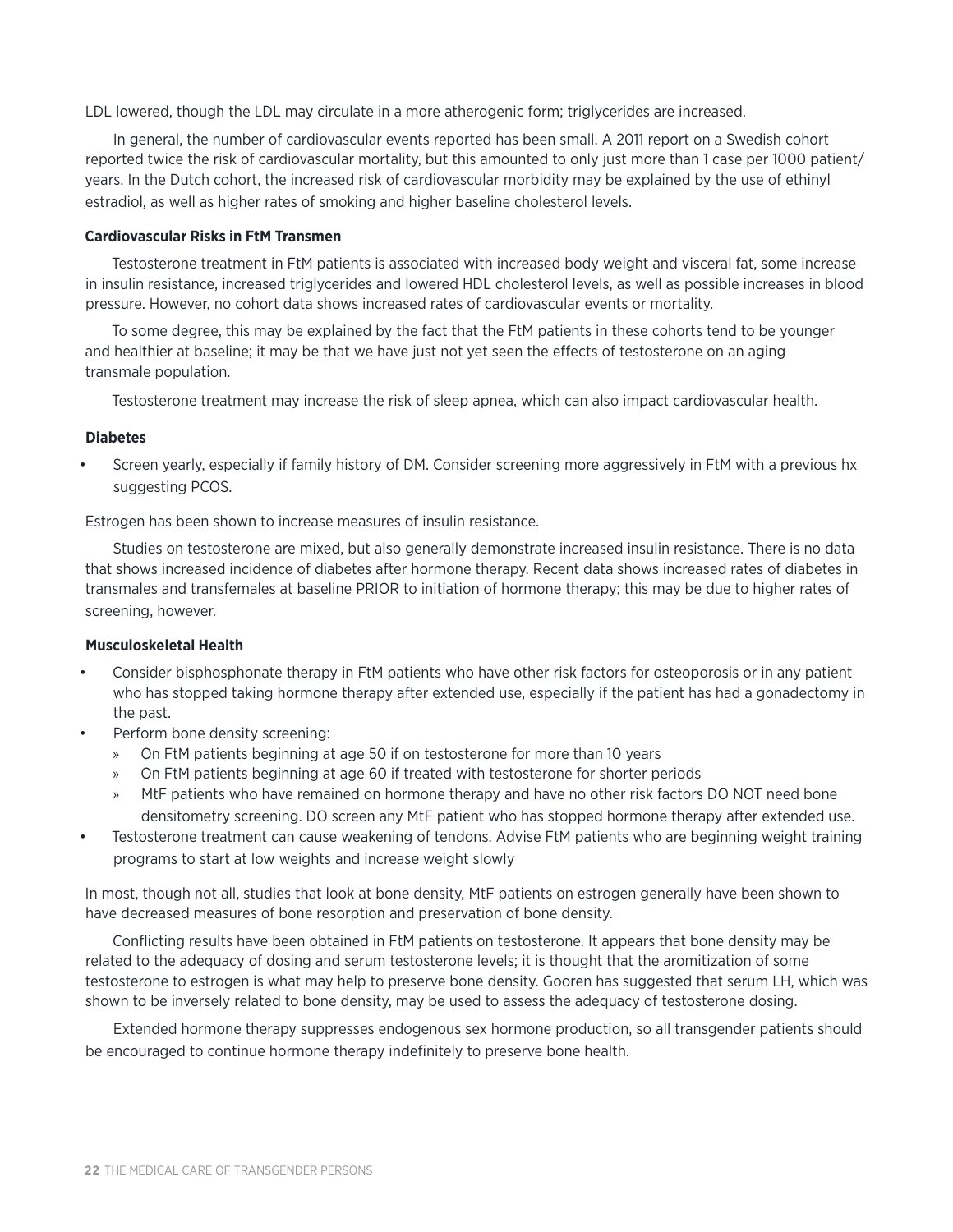LDL lowered, though the LDL may circulate in a more atherogenic form; triglycerides are increased.

In general, the number of cardiovascular events reported has been small. A 2011 report on a Swedish cohort reported twice the risk of cardiovascular mortality, but this amounted to only just more than 1 case per 1000 patient/years. In the Dutch cohort, the increased risk of cardiovascular morbidity may be explained by the use of ethinyl estradiol, as well as higher rates of smoking and higher baseline cholesterol levels.

#### Cardiovascular Risks in FtM Transmen

Testosterone treatment in FtM patients is associated with increased body weight and visceral fat, some increase in insulin resistance, increased triglycerides and lowered HDL cholesterol levels, as well as possible increases in blood pressure. However, no cohort data shows increased rates of cardiovascular events or mortality.

To some degree, this may be explained by the fact that the FtM patients in these cohorts tend to be younger and healthier at baseline; it may be that we have just not yet seen the effects of testosterone on an aging transmale population.

Testosterone treatment may increase the risk of sleep apnea, which can also impact cardiovascular health.

#### Diabetes

- Screen yearly, especially if family history of DM. Consider screening more aggressively in FtM with a previous hx suggesting PCOS.

Estrogen has been shown to increase measures of insulin resistance.

Studies on testosterone are mixed, but also generally demonstrate increased insulin resistance. There is no data that shows increased incidence of diabetes after hormone therapy. Recent data shows increased rates of diabetes in transmales and transfemales at baseline PRIOR to initiation of hormone therapy; this may be due to higher rates of screening, however.

#### Musculoskeletal Health

- Consider bisphosphonate therapy in FtM patients who have other risk factors for osteoporosis or in any patient who has stopped taking hormone therapy after extended use, especially if the patient has had a gonadectomy in the past.
- Perform bone density screening:
  - On FtM patients beginning at age 50 if on testosterone for more than 10 years
  - On FtM patients beginning at age 60 if treated with testosterone for shorter periods
  - MtF patients who have remained on hormone therapy and have no other risk factors DO NOT need bone densitometry screening. DO screen any MtF patient who has stopped hormone therapy after extended use.
- Testosterone treatment can cause weakening of tendons. Advise FtM patients who are beginning weight training programs to start at low weights and increase weight slowly

In most, though not all, studies that look at bone density, MtF patients on estrogen generally have been shown to have decreased measures of bone resorption and preservation of bone density.

Conflicting results have been obtained in FtM patients on testosterone. It appears that bone density may be related to the adequacy of dosing and serum testosterone levels; it is thought that the aromitization of some testosterone to estrogen is what may help to preserve bone density. Gooren has suggested that serum LH, which was shown to be inversely related to bone density, may be used to assess the adequacy of testosterone dosing.

Extended hormone therapy suppresses endogenous sex hormone production, so all transgender patients should be encouraged to continue hormone therapy indefinitely to preserve bone health.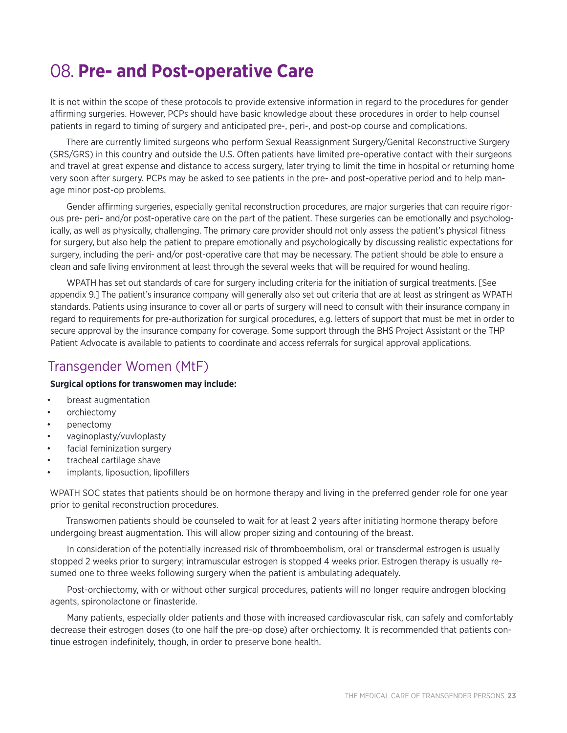# 08. **Pre- and Post-operative Care**

It is not within the scope of these protocols to provide extensive information in regard to the procedures for gender affirming surgeries. However, PCPs should have basic knowledge about these procedures in order to help counsel patients in regard to timing of surgery and anticipated pre-, peri-, and post-op course and complications.

There are currently limited surgeons who perform Sexual Reassignment Surgery/Genital Reconstructive Surgery (SRS/GRS) in this country and outside the U.S. Often patients have limited pre-operative contact with their surgeons and travel at great expense and distance to access surgery, later trying to limit the time in hospital or returning home very soon after surgery. PCPs may be asked to see patients in the pre- and post-operative period and to help manage minor post-op problems.

Gender affirming surgeries, especially genital reconstruction procedures, are major surgeries that can require rigorous pre- peri- and/or post-operative care on the part of the patient. These surgeries can be emotionally and psychologically, as well as physically, challenging. The primary care provider should not only assess the patient's physical fitness for surgery, but also help the patient to prepare emotionally and psychologically by discussing realistic expectations for surgery, including the peri- and/or post-operative care that may be necessary. The patient should be able to ensure a clean and safe living environment at least through the several weeks that will be required for wound healing.

WPATH has set out standards of care for surgery including criteria for the initiation of surgical treatments. [See appendix 9.] The patient's insurance company will generally also set out criteria that are at least as stringent as WPATH standards. Patients using insurance to cover all or parts of surgery will need to consult with their insurance company in regard to requirements for pre-authorization for surgical procedures, e.g. letters of support that must be met in order to secure approval by the insurance company for coverage. Some support through the BHS Project Assistant or the THP Patient Advocate is available to patients to coordinate and access referrals for surgical approval applications.

## Transgender Women (MtF)

**Surgical options for transwomen may include:**

- breast augmentation
- orchiectomy
- penectomy
- vaginoplasty/vuvloplasty
- facial feminization surgery
- tracheal cartilage shave
- implants, liposuction, lipofillers

WPATH SOC states that patients should be on hormone therapy and living in the preferred gender role for one year prior to genital reconstruction procedures.

Transwomen patients should be counseled to wait for at least 2 years after initiating hormone therapy before undergoing breast augmentation. This will allow proper sizing and contouring of the breast.

In consideration of the potentially increased risk of thromboembolism, oral or transdermal estrogen is usually stopped 2 weeks prior to surgery; intramuscular estrogen is stopped 4 weeks prior. Estrogen therapy is usually resumed one to three weeks following surgery when the patient is ambulating adequately.

Post-orchiectomy, with or without other surgical procedures, patients will no longer require androgen blocking agents, spironolactone or finasteride.

Many patients, especially older patients and those with increased cardiovascular risk, can safely and comfortably decrease their estrogen doses (to one half the pre-op dose) after orchiectomy. It is recommended that patients continue estrogen indefinitely, though, in order to preserve bone health.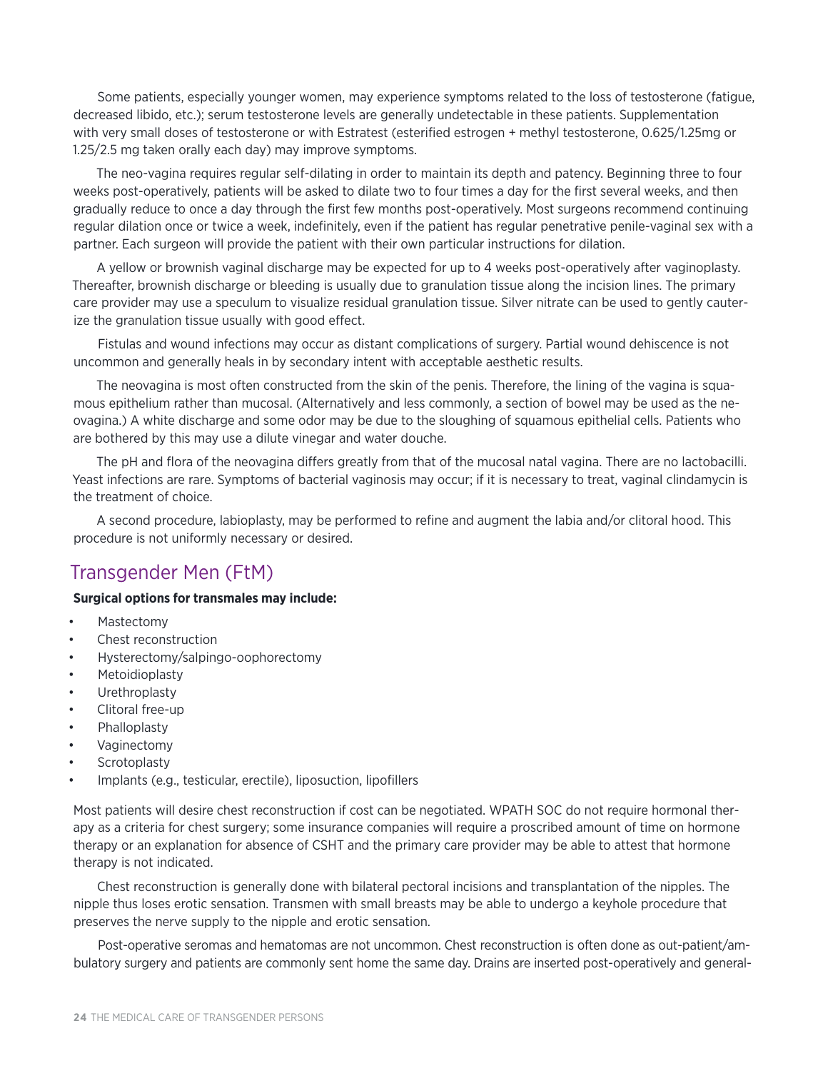Some patients, especially younger women, may experience symptoms related to the loss of testosterone (fatigue, decreased libido, etc.); serum testosterone levels are generally undetectable in these patients. Supplementation with very small doses of testosterone or with Estratest (esterified estrogen + methyl testosterone, 0.625/1.25mg or 1.25/2.5 mg taken orally each day) may improve symptoms.

The neo-vagina requires regular self-dilating in order to maintain its depth and patency. Beginning three to four weeks post-operatively, patients will be asked to dilate two to four times a day for the first several weeks, and then gradually reduce to once a day through the first few months post-operatively. Most surgeons recommend continuing regular dilation once or twice a week, indefinitely, even if the patient has regular penetrative penile-vaginal sex with a partner. Each surgeon will provide the patient with their own particular instructions for dilation.

A yellow or brownish vaginal discharge may be expected for up to 4 weeks post-operatively after vaginoplasty. Thereafter, brownish discharge or bleeding is usually due to granulation tissue along the incision lines. The primary care provider may use a speculum to visualize residual granulation tissue. Silver nitrate can be used to gently cauterize the granulation tissue usually with good effect.

Fistulas and wound infections may occur as distant complications of surgery. Partial wound dehiscence is not uncommon and generally heals in by secondary intent with acceptable aesthetic results.

The neovagina is most often constructed from the skin of the penis. Therefore, the lining of the vagina is squamous epithelium rather than mucosal. (Alternatively and less commonly, a section of bowel may be used as the neovagina.) A white discharge and some odor may be due to the sloughing of squamous epithelial cells. Patients who are bothered by this may use a dilute vinegar and water douche.

The pH and flora of the neovagina differs greatly from that of the mucosal natal vagina. There are no lactobacilli. Yeast infections are rare. Symptoms of bacterial vaginosis may occur; if it is necessary to treat, vaginal clindamycin is the treatment of choice.

A second procedure, labioplasty, may be performed to refine and augment the labia and/or clitoral hood. This procedure is not uniformly necessary or desired.

## Transgender Men (FtM)

**Surgical options for transmales may include:**

- Mastectomy
- Chest reconstruction
- Hysterectomy/salpingo-oophorectomy
- Metoidioplasty
- Urethroplasty
- Clitoral free-up
- Phalloplasty
- Vaginectomy
- Scrotoplasty
- Implants (e.g., testicular, erectile), liposuction, lipofillers

Most patients will desire chest reconstruction if cost can be negotiated. WPATH SOC do not require hormonal therapy as a criteria for chest surgery; some insurance companies will require a proscribed amount of time on hormone therapy or an explanation for absence of CSHT and the primary care provider may be able to attest that hormone therapy is not indicated.

Chest reconstruction is generally done with bilateral pectoral incisions and transplantation of the nipples. The nipple thus loses erotic sensation. Transmen with small breasts may be able to undergo a keyhole procedure that preserves the nerve supply to the nipple and erotic sensation.

Post-operative seromas and hematomas are not uncommon. Chest reconstruction is often done as out-patient/ambulatory surgery and patients are commonly sent home the same day. Drains are inserted post-operatively and general-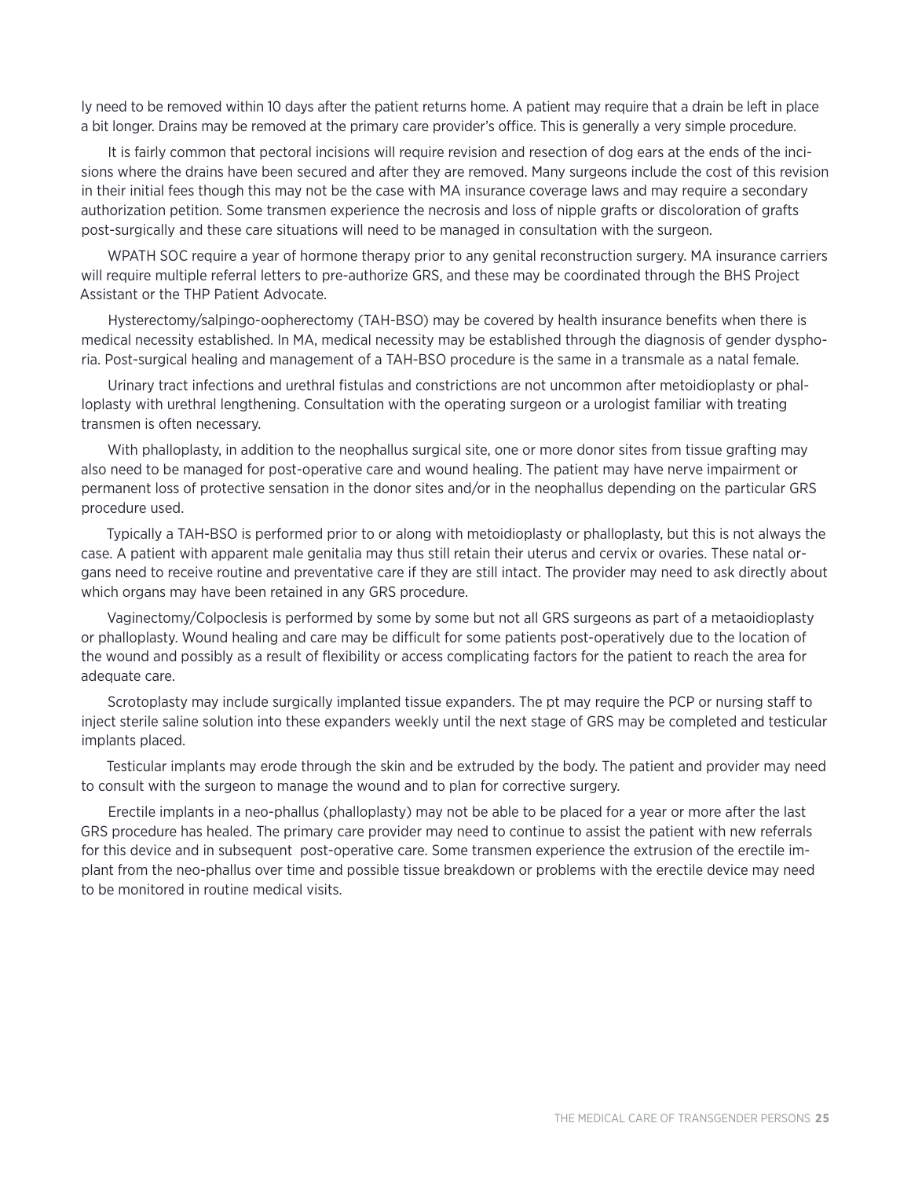ly need to be removed within 10 days after the patient returns home. A patient may require that a drain be left in place a bit longer. Drains may be removed at the primary care provider's office. This is generally a very simple procedure.

It is fairly common that pectoral incisions will require revision and resection of dog ears at the ends of the incisions where the drains have been secured and after they are removed. Many surgeons include the cost of this revision in their initial fees though this may not be the case with MA insurance coverage laws and may require a secondary authorization petition. Some transmen experience the necrosis and loss of nipple grafts or discoloration of grafts post-surgically and these care situations will need to be managed in consultation with the surgeon.

WPATH SOC require a year of hormone therapy prior to any genital reconstruction surgery. MA insurance carriers will require multiple referral letters to pre-authorize GRS, and these may be coordinated through the BHS Project Assistant or the THP Patient Advocate.

Hysterectomy/salpingo-oopherectomy (TAH-BSO) may be covered by health insurance benefits when there is medical necessity established. In MA, medical necessity may be established through the diagnosis of gender dysphoria. Post-surgical healing and management of a TAH-BSO procedure is the same in a transmale as a natal female.

Urinary tract infections and urethral fistulas and constrictions are not uncommon after metoidioplasty or phalloplasty with urethral lengthening. Consultation with the operating surgeon or a urologist familiar with treating transmen is often necessary.

With phalloplasty, in addition to the neophallus surgical site, one or more donor sites from tissue grafting may also need to be managed for post-operative care and wound healing. The patient may have nerve impairment or permanent loss of protective sensation in the donor sites and/or in the neophallus depending on the particular GRS procedure used.

Typically a TAH-BSO is performed prior to or along with metoidioplasty or phalloplasty, but this is not always the case. A patient with apparent male genitalia may thus still retain their uterus and cervix or ovaries. These natal organs need to receive routine and preventative care if they are still intact. The provider may need to ask directly about which organs may have been retained in any GRS procedure.

Vaginectomy/Colpoclesis is performed by some by some but not all GRS surgeons as part of a metaoidioplasty or phalloplasty. Wound healing and care may be difficult for some patients post-operatively due to the location of the wound and possibly as a result of flexibility or access complicating factors for the patient to reach the area for adequate care.

Scrotoplasty may include surgically implanted tissue expanders. The pt may require the PCP or nursing staff to inject sterile saline solution into these expanders weekly until the next stage of GRS may be completed and testicular implants placed.

Testicular implants may erode through the skin and be extruded by the body. The patient and provider may need to consult with the surgeon to manage the wound and to plan for corrective surgery.

Erectile implants in a neo-phallus (phalloplasty) may not be able to be placed for a year or more after the last GRS procedure has healed. The primary care provider may need to continue to assist the patient with new referrals for this device and in subsequent post-operative care. Some transmen experience the extrusion of the erectile implant from the neo-phallus over time and possible tissue breakdown or problems with the erectile device may need to be monitored in routine medical visits.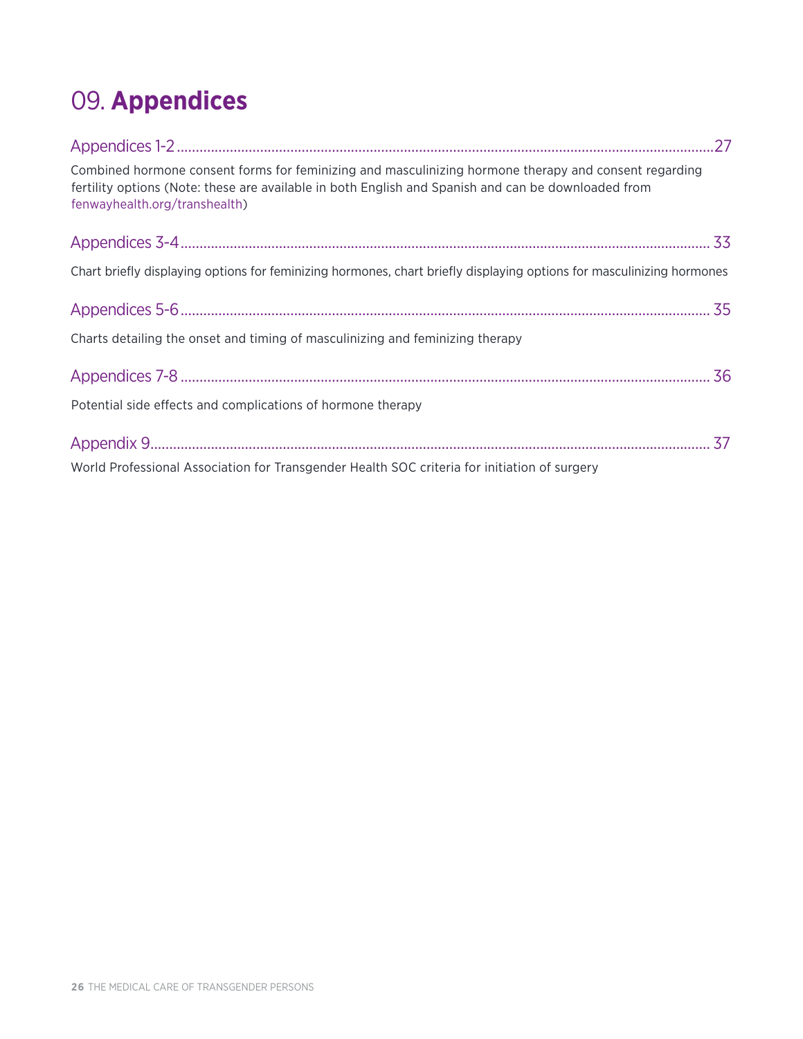# 09. **Appendices**

Appendices 1-2 ........................................................................................................................................27

Combined hormone consent forms for feminizing and masculinizing hormone therapy and consent regarding fertility options (Note: these are available in both English and Spanish and can be downloaded from fenwayhealth.org/transhealth)

Appendices 3-4 ........................................................................................................................................ 33

Chart briefly displaying options for feminizing hormones, chart briefly displaying options for masculinizing hormones

Appendices 5-6 ........................................................................................................................................ 35

Charts detailing the onset and timing of masculinizing and feminizing therapy

Appendices 7-8 ........................................................................................................................................ 36

Potential side effects and complications of hormone therapy

Appendix 9................................................................................................................................................ 37

World Professional Association for Transgender Health SOC criteria for initiation of surgery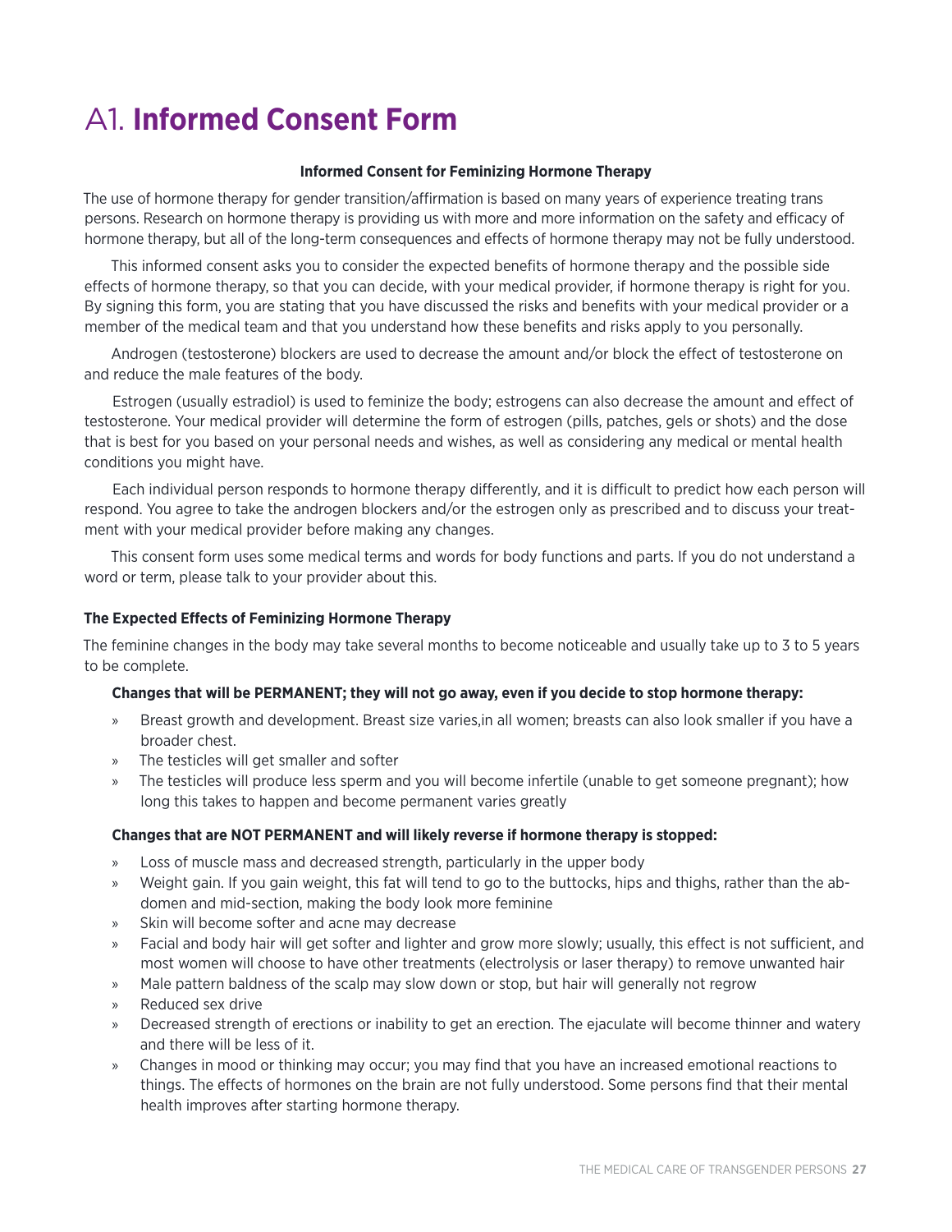# A1. **Informed Consent Form**

**Informed Consent for Feminizing Hormone Therapy**

The use of hormone therapy for gender transition/affirmation is based on many years of experience treating trans persons. Research on hormone therapy is providing us with more and more information on the safety and efficacy of hormone therapy, but all of the long-term consequences and effects of hormone therapy may not be fully understood.

This informed consent asks you to consider the expected benefits of hormone therapy and the possible side effects of hormone therapy, so that you can decide, with your medical provider, if hormone therapy is right for you. By signing this form, you are stating that you have discussed the risks and benefits with your medical provider or a member of the medical team and that you understand how these benefits and risks apply to you personally.

Androgen (testosterone) blockers are used to decrease the amount and/or block the effect of testosterone on and reduce the male features of the body.

Estrogen (usually estradiol) is used to feminize the body; estrogens can also decrease the amount and effect of testosterone. Your medical provider will determine the form of estrogen (pills, patches, gels or shots) and the dose that is best for you based on your personal needs and wishes, as well as considering any medical or mental health conditions you might have.

Each individual person responds to hormone therapy differently, and it is difficult to predict how each person will respond. You agree to take the androgen blockers and/or the estrogen only as prescribed and to discuss your treatment with your medical provider before making any changes.

This consent form uses some medical terms and words for body functions and parts. If you do not understand a word or term, please talk to your provider about this.

**The Expected Effects of Feminizing Hormone Therapy**

The feminine changes in the body may take several months to become noticeable and usually take up to 3 to 5 years to be complete.

**Changes that will be PERMANENT; they will not go away, even if you decide to stop hormone therapy:**

- Breast growth and development. Breast size varies,in all women; breasts can also look smaller if you have a broader chest.
- The testicles will get smaller and softer
- The testicles will produce less sperm and you will become infertile (unable to get someone pregnant); how long this takes to happen and become permanent varies greatly

**Changes that are NOT PERMANENT and will likely reverse if hormone therapy is stopped:**

- Loss of muscle mass and decreased strength, particularly in the upper body
- Weight gain. If you gain weight, this fat will tend to go to the buttocks, hips and thighs, rather than the abdomen and mid-section, making the body look more feminine
- Skin will become softer and acne may decrease
- Facial and body hair will get softer and lighter and grow more slowly; usually, this effect is not sufficient, and most women will choose to have other treatments (electrolysis or laser therapy) to remove unwanted hair
- Male pattern baldness of the scalp may slow down or stop, but hair will generally not regrow
- Reduced sex drive
- Decreased strength of erections or inability to get an erection. The ejaculate will become thinner and watery and there will be less of it.
- Changes in mood or thinking may occur; you may find that you have an increased emotional reactions to things. The effects of hormones on the brain are not fully understood. Some persons find that their mental health improves after starting hormone therapy.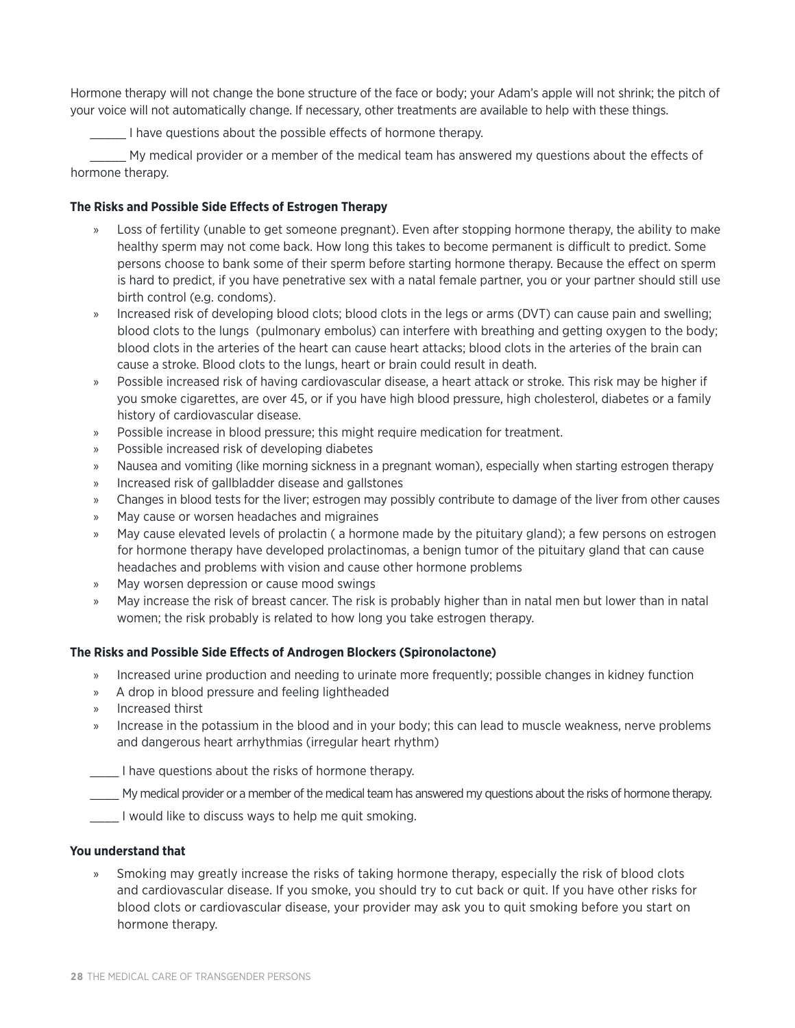Hormone therapy will not change the bone structure of the face or body; your Adam's apple will not shrink; the pitch of your voice will not automatically change. If necessary, other treatments are available to help with these things.

\_\_\_\_\_\_ I have questions about the possible effects of hormone therapy.

\_\_\_\_\_\_ My medical provider or a member of the medical team has answered my questions about the effects of hormone therapy.

**The Risks and Possible Side Effects of Estrogen Therapy**

- Loss of fertility (unable to get someone pregnant). Even after stopping hormone therapy, the ability to make healthy sperm may not come back. How long this takes to become permanent is difficult to predict. Some persons choose to bank some of their sperm before starting hormone therapy. Because the effect on sperm is hard to predict, if you have penetrative sex with a natal female partner, you or your partner should still use birth control (e.g. condoms).
- Increased risk of developing blood clots; blood clots in the legs or arms (DVT) can cause pain and swelling; blood clots to the lungs (pulmonary embolus) can interfere with breathing and getting oxygen to the body; blood clots in the arteries of the heart can cause heart attacks; blood clots in the arteries of the brain can cause a stroke. Blood clots to the lungs, heart or brain could result in death.
- Possible increased risk of having cardiovascular disease, a heart attack or stroke. This risk may be higher if you smoke cigarettes, are over 45, or if you have high blood pressure, high cholesterol, diabetes or a family history of cardiovascular disease.
- Possible increase in blood pressure; this might require medication for treatment.
- Possible increased risk of developing diabetes
- Nausea and vomiting (like morning sickness in a pregnant woman), especially when starting estrogen therapy
- Increased risk of gallbladder disease and gallstones
- Changes in blood tests for the liver; estrogen may possibly contribute to damage of the liver from other causes
- May cause or worsen headaches and migraines
- May cause elevated levels of prolactin ( a hormone made by the pituitary gland); a few persons on estrogen for hormone therapy have developed prolactinomas, a benign tumor of the pituitary gland that can cause headaches and problems with vision and cause other hormone problems
- May worsen depression or cause mood swings
- May increase the risk of breast cancer. The risk is probably higher than in natal men but lower than in natal women; the risk probably is related to how long you take estrogen therapy.

**The Risks and Possible Side Effects of Androgen Blockers (Spironolactone)**

- Increased urine production and needing to urinate more frequently; possible changes in kidney function
- A drop in blood pressure and feeling lightheaded
- Increased thirst
- Increase in the potassium in the blood and in your body; this can lead to muscle weakness, nerve problems and dangerous heart arrhythmias (irregular heart rhythm)

\_\_\_\_\_ I have questions about the risks of hormone therapy.

\_\_\_\_\_ My medical provider or a member of the medical team has answered my questions about the risks of hormone therapy.

\_\_\_\_\_ I would like to discuss ways to help me quit smoking.

**You understand that**

- Smoking may greatly increase the risks of taking hormone therapy, especially the risk of blood clots and cardiovascular disease. If you smoke, you should try to cut back or quit. If you have other risks for blood clots or cardiovascular disease, your provider may ask you to quit smoking before you start on hormone therapy.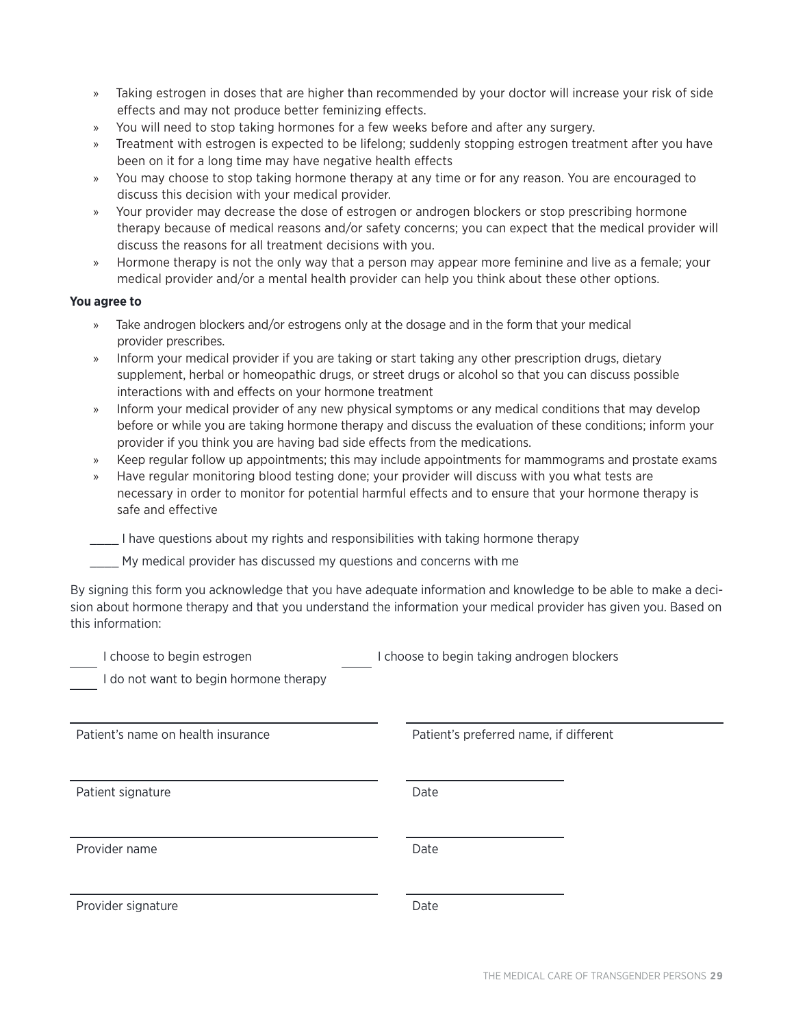- Taking estrogen in doses that are higher than recommended by your doctor will increase your risk of side effects and may not produce better feminizing effects.
- You will need to stop taking hormones for a few weeks before and after any surgery.
- Treatment with estrogen is expected to be lifelong; suddenly stopping estrogen treatment after you have been on it for a long time may have negative health effects
- You may choose to stop taking hormone therapy at any time or for any reason. You are encouraged to discuss this decision with your medical provider.
- Your provider may decrease the dose of estrogen or androgen blockers or stop prescribing hormone therapy because of medical reasons and/or safety concerns; you can expect that the medical provider will discuss the reasons for all treatment decisions with you.
- Hormone therapy is not the only way that a person may appear more feminine and live as a female; your medical provider and/or a mental health provider can help you think about these other options.

**You agree to**

- Take androgen blockers and/or estrogens only at the dosage and in the form that your medical provider prescribes.
- Inform your medical provider if you are taking or start taking any other prescription drugs, dietary supplement, herbal or homeopathic drugs, or street drugs or alcohol so that you can discuss possible interactions with and effects on your hormone treatment
- Inform your medical provider of any new physical symptoms or any medical conditions that may develop before or while you are taking hormone therapy and discuss the evaluation of these conditions; inform your provider if you think you are having bad side effects from the medications.
- Keep regular follow up appointments; this may include appointments for mammograms and prostate exams
- Have regular monitoring blood testing done; your provider will discuss with you what tests are necessary in order to monitor for potential harmful effects and to ensure that your hormone therapy is safe and effective

_____ I have questions about my rights and responsibilities with taking hormone therapy

_____ My medical provider has discussed my questions and concerns with me

By signing this form you acknowledge that you have adequate information and knowledge to be able to make a decision about hormone therapy and that you understand the information your medical provider has given you. Based on this information:

_____ I choose to begin estrogen _____ I choose to begin taking androgen blockers

_____ I do not want to begin hormone therapy

________________________________________ ________________________________________
Patient's name on health insurance Patient's preferred name, if different

________________________________________ ____________________
Patient signature Date

________________________________________ ____________________
Provider name Date

________________________________________ ____________________
Provider signature Date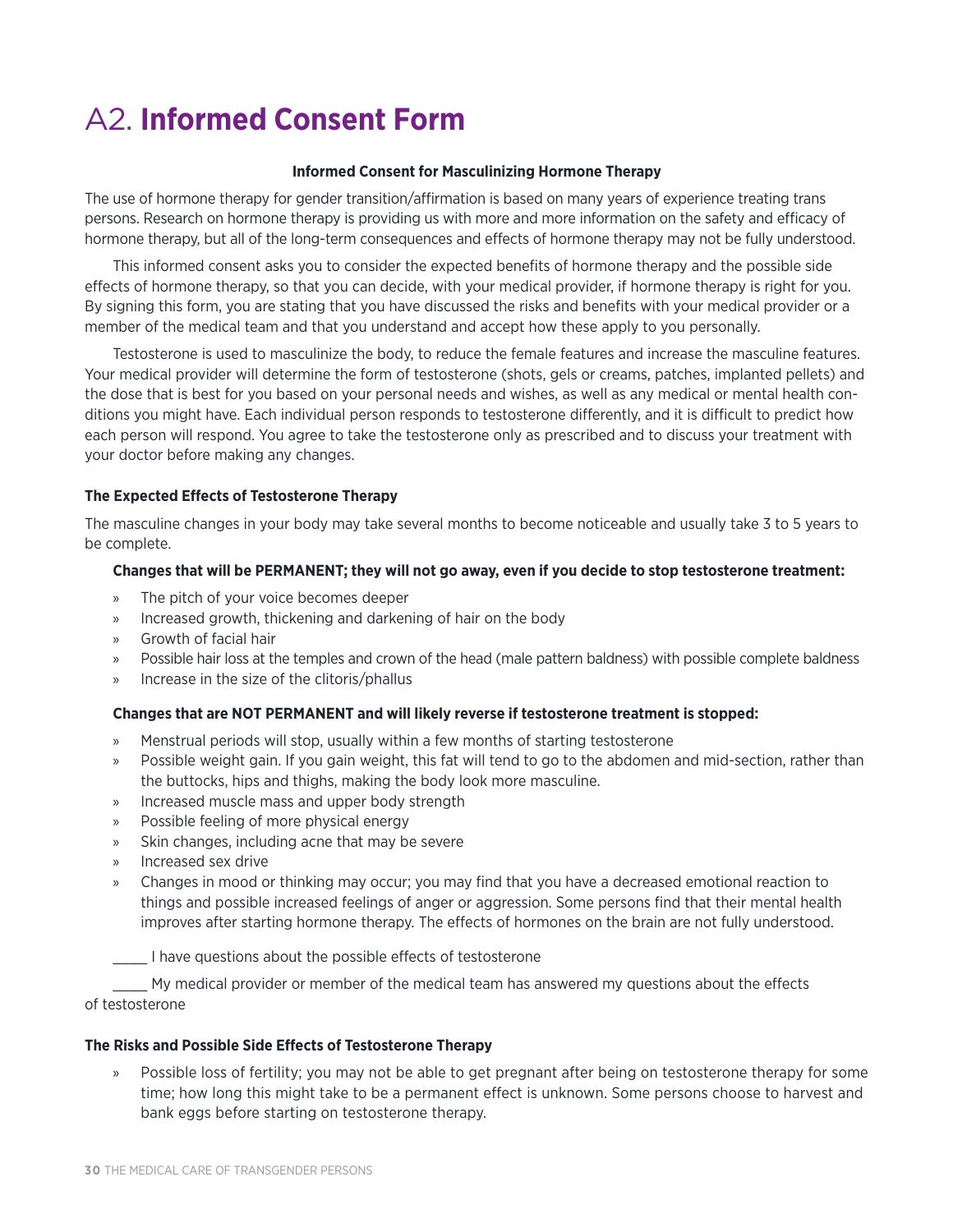# A2. **Informed Consent Form**

**Informed Consent for Masculinizing Hormone Therapy**

The use of hormone therapy for gender transition/affirmation is based on many years of experience treating trans persons. Research on hormone therapy is providing us with more and more information on the safety and efficacy of hormone therapy, but all of the long-term consequences and effects of hormone therapy may not be fully understood.

This informed consent asks you to consider the expected benefits of hormone therapy and the possible side effects of hormone therapy, so that you can decide, with your medical provider, if hormone therapy is right for you. By signing this form, you are stating that you have discussed the risks and benefits with your medical provider or a member of the medical team and that you understand and accept how these apply to you personally.

Testosterone is used to masculinize the body, to reduce the female features and increase the masculine features. Your medical provider will determine the form of testosterone (shots, gels or creams, patches, implanted pellets) and the dose that is best for you based on your personal needs and wishes, as well as any medical or mental health conditions you might have. Each individual person responds to testosterone differently, and it is difficult to predict how each person will respond. You agree to take the testosterone only as prescribed and to discuss your treatment with your doctor before making any changes.

### The Expected Effects of Testosterone Therapy

The masculine changes in your body may take several months to become noticeable and usually take 3 to 5 years to be complete.

**Changes that will be PERMANENT; they will not go away, even if you decide to stop testosterone treatment:**

- The pitch of your voice becomes deeper
- Increased growth, thickening and darkening of hair on the body
- Growth of facial hair
- Possible hair loss at the temples and crown of the head (male pattern baldness) with possible complete baldness
- Increase in the size of the clitoris/phallus

**Changes that are NOT PERMANENT and will likely reverse if testosterone treatment is stopped:**

- Menstrual periods will stop, usually within a few months of starting testosterone
- Possible weight gain. If you gain weight, this fat will tend to go to the abdomen and mid-section, rather than the buttocks, hips and thighs, making the body look more masculine.
- Increased muscle mass and upper body strength
- Possible feeling of more physical energy
- Skin changes, including acne that may be severe
- Increased sex drive
- Changes in mood or thinking may occur; you may find that you have a decreased emotional reaction to things and possible increased feelings of anger or aggression. Some persons find that their mental health improves after starting hormone therapy. The effects of hormones on the brain are not fully understood.

_____ I have questions about the possible effects of testosterone

_____ My medical provider or member of the medical team has answered my questions about the effects of testosterone

### The Risks and Possible Side Effects of Testosterone Therapy

- Possible loss of fertility; you may not be able to get pregnant after being on testosterone therapy for some time; how long this might take to be a permanent effect is unknown. Some persons choose to harvest and bank eggs before starting on testosterone therapy.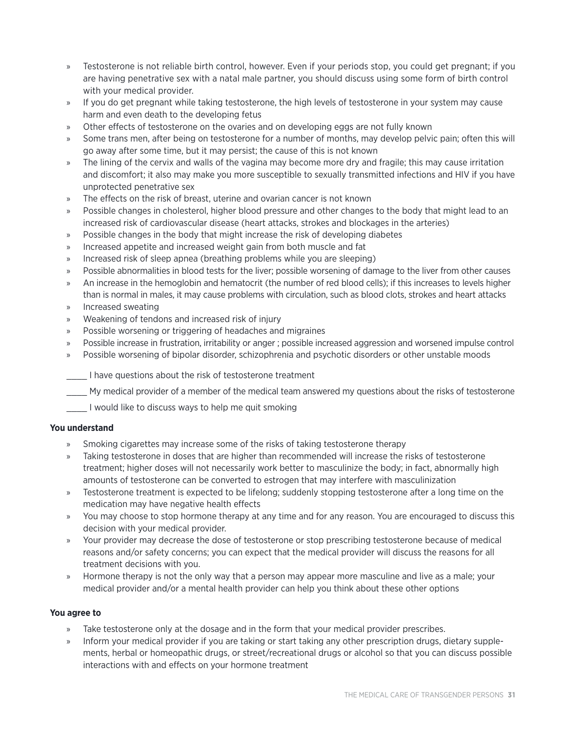- Testosterone is not reliable birth control, however. Even if your periods stop, you could get pregnant; if you are having penetrative sex with a natal male partner, you should discuss using some form of birth control with your medical provider.
- If you do get pregnant while taking testosterone, the high levels of testosterone in your system may cause harm and even death to the developing fetus
- Other effects of testosterone on the ovaries and on developing eggs are not fully known
- Some trans men, after being on testosterone for a number of months, may develop pelvic pain; often this will go away after some time, but it may persist; the cause of this is not known
- The lining of the cervix and walls of the vagina may become more dry and fragile; this may cause irritation and discomfort; it also may make you more susceptible to sexually transmitted infections and HIV if you have unprotected penetrative sex
- The effects on the risk of breast, uterine and ovarian cancer is not known
- Possible changes in cholesterol, higher blood pressure and other changes to the body that might lead to an increased risk of cardiovascular disease (heart attacks, strokes and blockages in the arteries)
- Possible changes in the body that might increase the risk of developing diabetes
- Increased appetite and increased weight gain from both muscle and fat
- Increased risk of sleep apnea (breathing problems while you are sleeping)
- Possible abnormalities in blood tests for the liver; possible worsening of damage to the liver from other causes
- An increase in the hemoglobin and hematocrit (the number of red blood cells); if this increases to levels higher than is normal in males, it may cause problems with circulation, such as blood clots, strokes and heart attacks
- Increased sweating
- Weakening of tendons and increased risk of injury
- Possible worsening or triggering of headaches and migraines
- Possible increase in frustration, irritability or anger ; possible increased aggression and worsened impulse control
- Possible worsening of bipolar disorder, schizophrenia and psychotic disorders or other unstable moods

_____ I have questions about the risk of testosterone treatment

_____ My medical provider of a member of the medical team answered my questions about the risks of testosterone

_____ I would like to discuss ways to help me quit smoking

**You understand**

- Smoking cigarettes may increase some of the risks of taking testosterone therapy
- Taking testosterone in doses that are higher than recommended will increase the risks of testosterone treatment; higher doses will not necessarily work better to masculinize the body; in fact, abnormally high amounts of testosterone can be converted to estrogen that may interfere with masculinization
- Testosterone treatment is expected to be lifelong; suddenly stopping testosterone after a long time on the medication may have negative health effects
- You may choose to stop hormone therapy at any time and for any reason. You are encouraged to discuss this decision with your medical provider.
- Your provider may decrease the dose of testosterone or stop prescribing testosterone because of medical reasons and/or safety concerns; you can expect that the medical provider will discuss the reasons for all treatment decisions with you.
- Hormone therapy is not the only way that a person may appear more masculine and live as a male; your medical provider and/or a mental health provider can help you think about these other options

**You agree to**

- Take testosterone only at the dosage and in the form that your medical provider prescribes.
- Inform your medical provider if you are taking or start taking any other prescription drugs, dietary supplements, herbal or homeopathic drugs, or street/recreational drugs or alcohol so that you can discuss possible interactions with and effects on your hormone treatment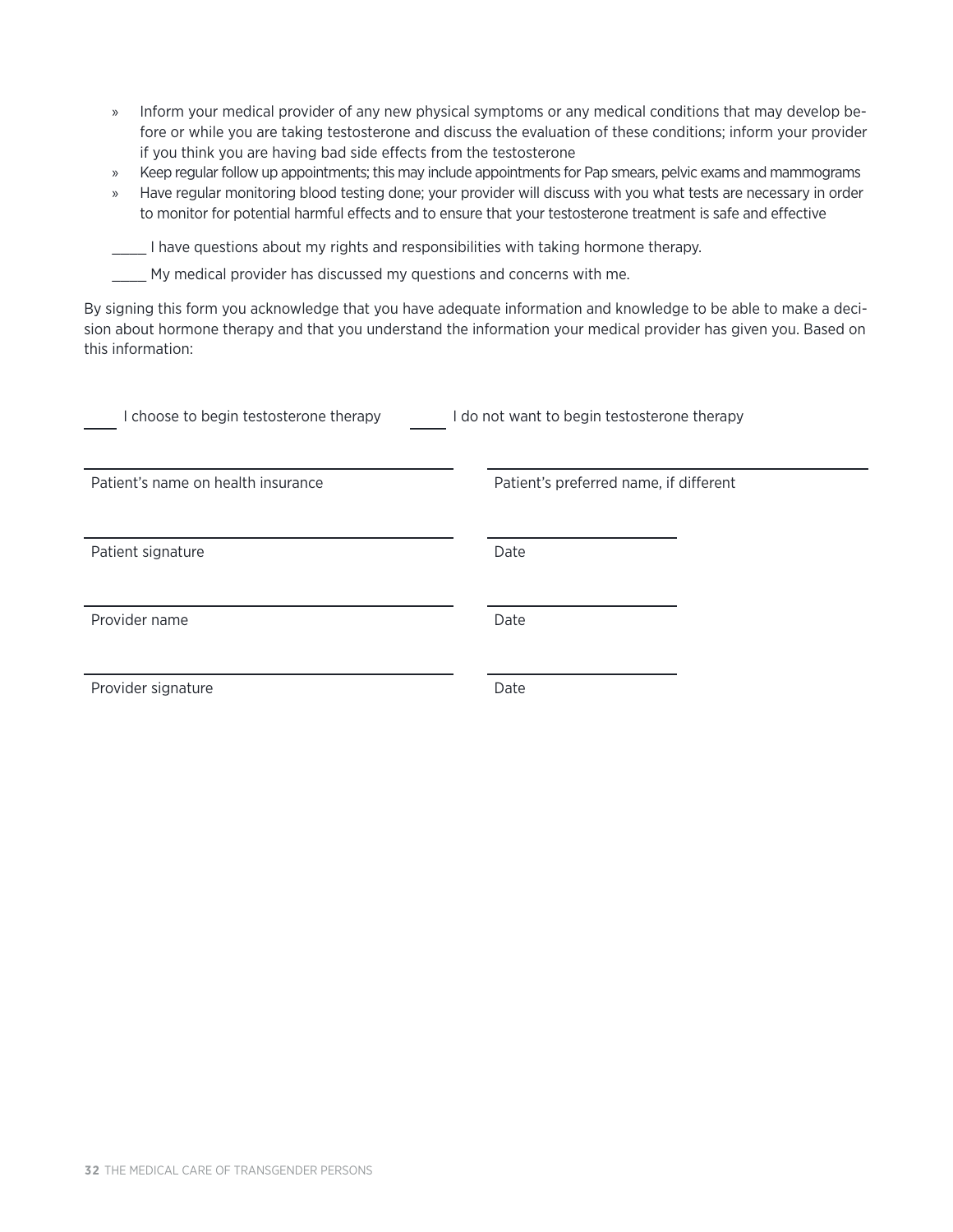- Inform your medical provider of any new physical symptoms or any medical conditions that may develop before or while you are taking testosterone and discuss the evaluation of these conditions; inform your provider if you think you are having bad side effects from the testosterone
- Keep regular follow up appointments; this may include appointments for Pap smears, pelvic exams and mammograms
- Have regular monitoring blood testing done; your provider will discuss with you what tests are necessary in order to monitor for potential harmful effects and to ensure that your testosterone treatment is safe and effective

_____ I have questions about my rights and responsibilities with taking hormone therapy.

_____ My medical provider has discussed my questions and concerns with me.

By signing this form you acknowledge that you have adequate information and knowledge to be able to make a decision about hormone therapy and that you understand the information your medical provider has given you. Based on this information:

_____ I choose to begin testosterone therapy     _____ I do not want to begin testosterone therapy

_______________________________     _______________________________

Patient's name on health insurance     Patient's preferred name, if different

_______________________________     _______________

Patient signature     Date

_______________________________     _______________

Provider name     Date

_______________________________     _______________

Provider signature     Date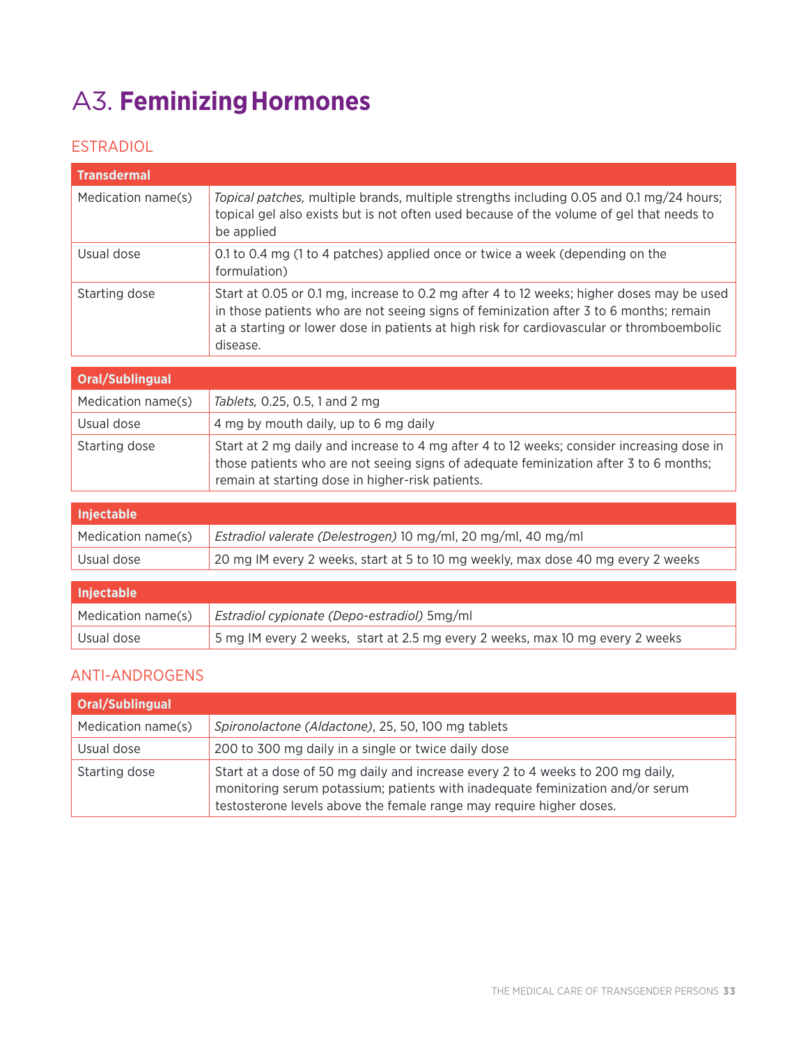# A3. **Feminizing Hormones**

## ESTRADIOL

| **Transdermal** | |
| --- | --- |
| Medication name(s) | *Topical patches,* multiple brands, multiple strengths including 0.05 and 0.1 mg/24 hours; topical gel also exists but is not often used because of the volume of gel that needs to be applied |
| Usual dose | 0.1 to 0.4 mg (1 to 4 patches) applied once or twice a week (depending on the formulation) |
| Starting dose | Start at 0.05 or 0.1 mg, increase to 0.2 mg after 4 to 12 weeks; higher doses may be used in those patients who are not seeing signs of feminization after 3 to 6 months; remain at a starting or lower dose in patients at high risk for cardiovascular or thromboembolic disease. |

| **Oral/Sublingual** | |
| --- | --- |
| Medication name(s) | *Tablets,* 0.25, 0.5, 1 and 2 mg |
| Usual dose | 4 mg by mouth daily, up to 6 mg daily |
| Starting dose | Start at 2 mg daily and increase to 4 mg after 4 to 12 weeks; consider increasing dose in those patients who are not seeing signs of adequate feminization after 3 to 6 months; remain at starting dose in higher-risk patients. |

| **Injectable** | |
| --- | --- |
| Medication name(s) | *Estradiol valerate (Delestrogen)* 10 mg/ml, 20 mg/ml, 40 mg/ml |
| Usual dose | 20 mg IM every 2 weeks, start at 5 to 10 mg weekly, max dose 40 mg every 2 weeks |

| **Injectable** | |
| --- | --- |
| Medication name(s) | *Estradiol cypionate (Depo-estradiol)* 5mg/ml |
| Usual dose | 5 mg IM every 2 weeks, start at 2.5 mg every 2 weeks, max 10 mg every 2 weeks |

## ANTI-ANDROGENS

| **Oral/Sublingual** | |
| --- | --- |
| Medication name(s) | *Spironolactone (Aldactone)*, 25, 50, 100 mg tablets |
| Usual dose | 200 to 300 mg daily in a single or twice daily dose |
| Starting dose | Start at a dose of 50 mg daily and increase every 2 to 4 weeks to 200 mg daily, monitoring serum potassium; patients with inadequate feminization and/or serum testosterone levels above the female range may require higher doses. |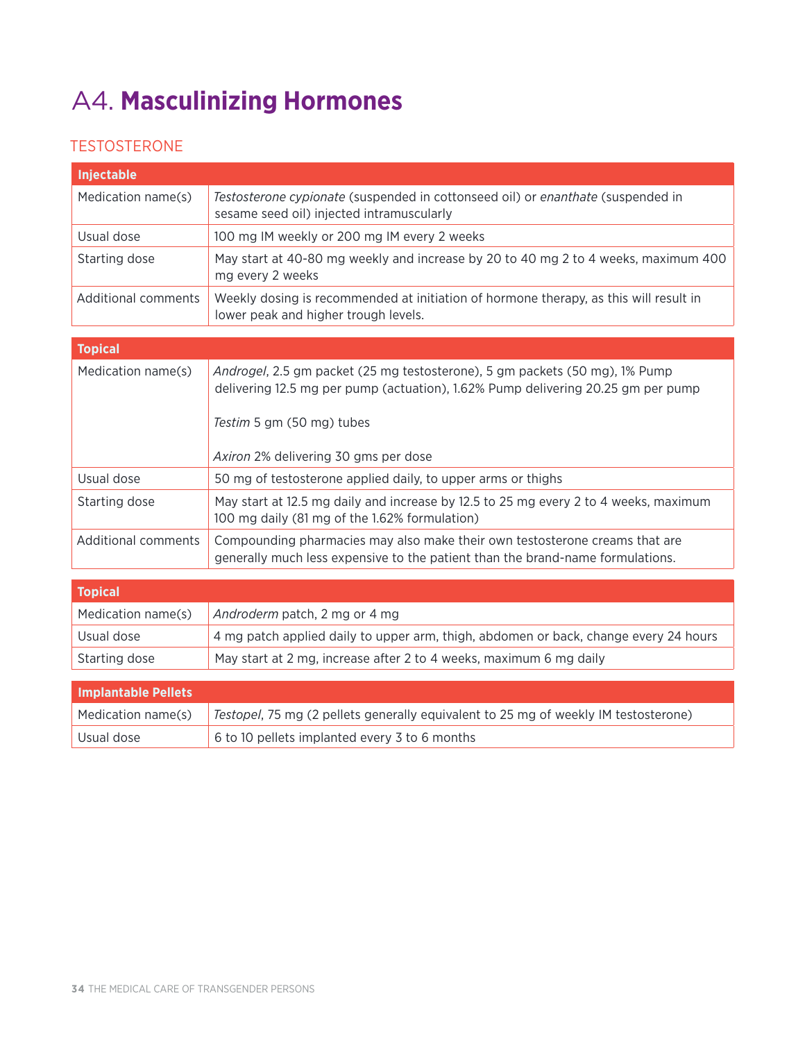# A4. **Masculinizing Hormones**

## TESTOSTERONE

| **Injectable** | |
|---|---|
| Medication name(s) | *Testosterone cypionate* (suspended in cottonseed oil) or *enanthate* (suspended in sesame seed oil) injected intramuscularly |
| Usual dose | 100 mg IM weekly or 200 mg IM every 2 weeks |
| Starting dose | May start at 40-80 mg weekly and increase by 20 to 40 mg 2 to 4 weeks, maximum 400 mg every 2 weeks |
| Additional comments | Weekly dosing is recommended at initiation of hormone therapy, as this will result in lower peak and higher trough levels. |

| **Topical** | |
|---|---|
| Medication name(s) | *Androgel*, 2.5 gm packet (25 mg testosterone), 5 gm packets (50 mg), 1% Pump delivering 12.5 mg per pump (actuation), 1.62% Pump delivering 20.25 gm per pump<br><br>*Testim* 5 gm (50 mg) tubes<br><br>*Axiron* 2% delivering 30 gms per dose |
| Usual dose | 50 mg of testosterone applied daily, to upper arms or thighs |
| Starting dose | May start at 12.5 mg daily and increase by 12.5 to 25 mg every 2 to 4 weeks, maximum 100 mg daily (81 mg of the 1.62% formulation) |
| Additional comments | Compounding pharmacies may also make their own testosterone creams that are generally much less expensive to the patient than the brand-name formulations. |

| **Topical** | |
|---|---|
| Medication name(s) | *Androderm* patch, 2 mg or 4 mg |
| Usual dose | 4 mg patch applied daily to upper arm, thigh, abdomen or back, change every 24 hours |
| Starting dose | May start at 2 mg, increase after 2 to 4 weeks, maximum 6 mg daily |

| **Implantable Pellets** | |
|---|---|
| Medication name(s) | *Testopel*, 75 mg (2 pellets generally equivalent to 25 mg of weekly IM testosterone) |
| Usual dose | 6 to 10 pellets implanted every 3 to 6 months |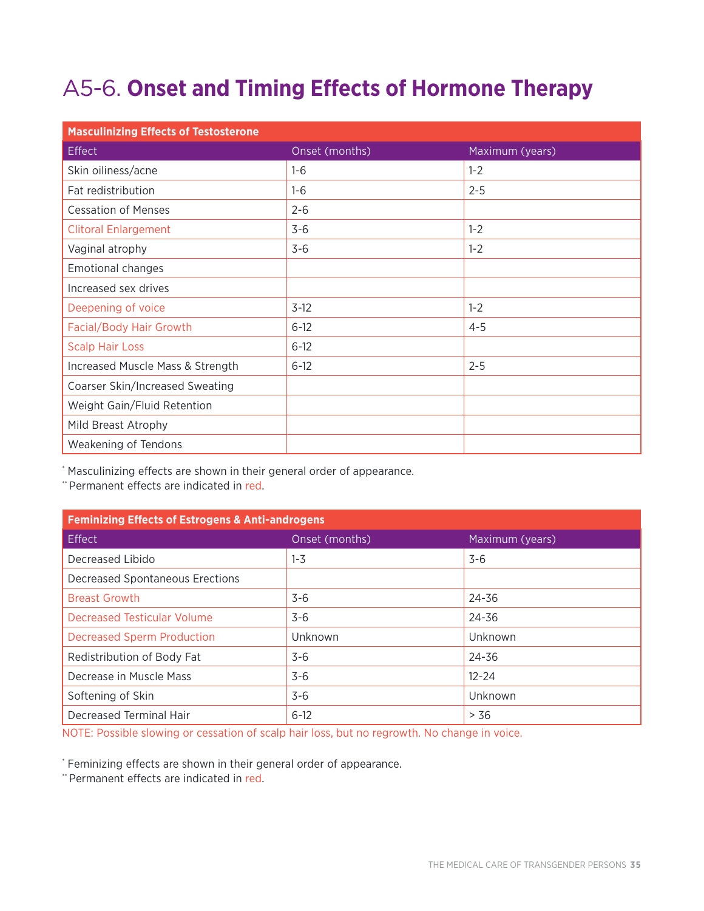# A5-6. **Onset and Timing Effects of Hormone Therapy**

| **Masculinizing Effects of Testosterone** | | |
|---|---|---|
| Effect | Onset (months) | Maximum (years) |
| Skin oiliness/acne | 1-6 | 1-2 |
| Fat redistribution | 1-6 | 2-5 |
| Cessation of Menses | 2-6 | |
| Clitoral Enlargement | 3-6 | 1-2 |
| Vaginal atrophy | 3-6 | 1-2 |
| Emotional changes | | |
| Increased sex drives | | |
| Deepening of voice | 3-12 | 1-2 |
| Facial/Body Hair Growth | 6-12 | 4-5 |
| Scalp Hair Loss | 6-12 | |
| Increased Muscle Mass & Strength | 6-12 | 2-5 |
| Coarser Skin/Increased Sweating | | |
| Weight Gain/Fluid Retention | | |
| Mild Breast Atrophy | | |
| Weakening of Tendons | | |

* Masculinizing effects are shown in their general order of appearance.
** Permanent effects are indicated in red.

| **Feminizing Effects of Estrogens & Anti-androgens** | | |
|---|---|---|
| Effect | Onset (months) | Maximum (years) |
| Decreased Libido | 1-3 | 3-6 |
| Decreased Spontaneous Erections | | |
| Breast Growth | 3-6 | 24-36 |
| Decreased Testicular Volume | 3-6 | 24-36 |
| Decreased Sperm Production | Unknown | Unknown |
| Redistribution of Body Fat | 3-6 | 24-36 |
| Decrease in Muscle Mass | 3-6 | 12-24 |
| Softening of Skin | 3-6 | Unknown |
| Decreased Terminal Hair | 6-12 | > 36 |

NOTE: Possible slowing or cessation of scalp hair loss, but no regrowth. No change in voice.

* Feminizing effects are shown in their general order of appearance.
** Permanent effects are indicated in red.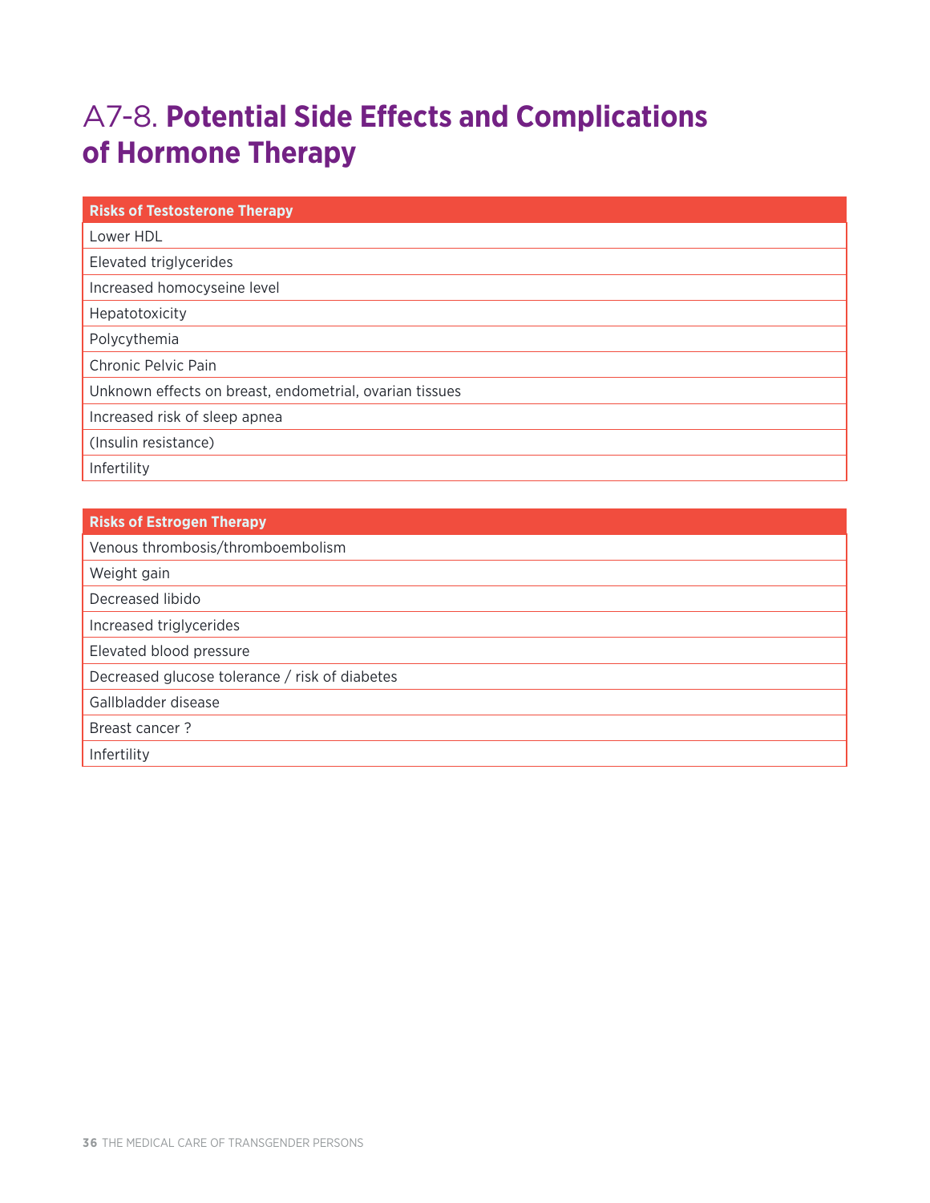# A7-8. **Potential Side Effects and Complications of Hormone Therapy**

| Risks of Testosterone Therapy |
|---|
| Lower HDL |
| Elevated triglycerides |
| Increased homocyseine level |
| Hepatotoxicity |
| Polycythemia |
| Chronic Pelvic Pain |
| Unknown effects on breast, endometrial, ovarian tissues |
| Increased risk of sleep apnea |
| (Insulin resistance) |
| Infertility |

| Risks of Estrogen Therapy |
|---|
| Venous thrombosis/thromboembolism |
| Weight gain |
| Decreased libido |
| Increased triglycerides |
| Elevated blood pressure |
| Decreased glucose tolerance / risk of diabetes |
| Gallbladder disease |
| Breast cancer ? |
| Infertility |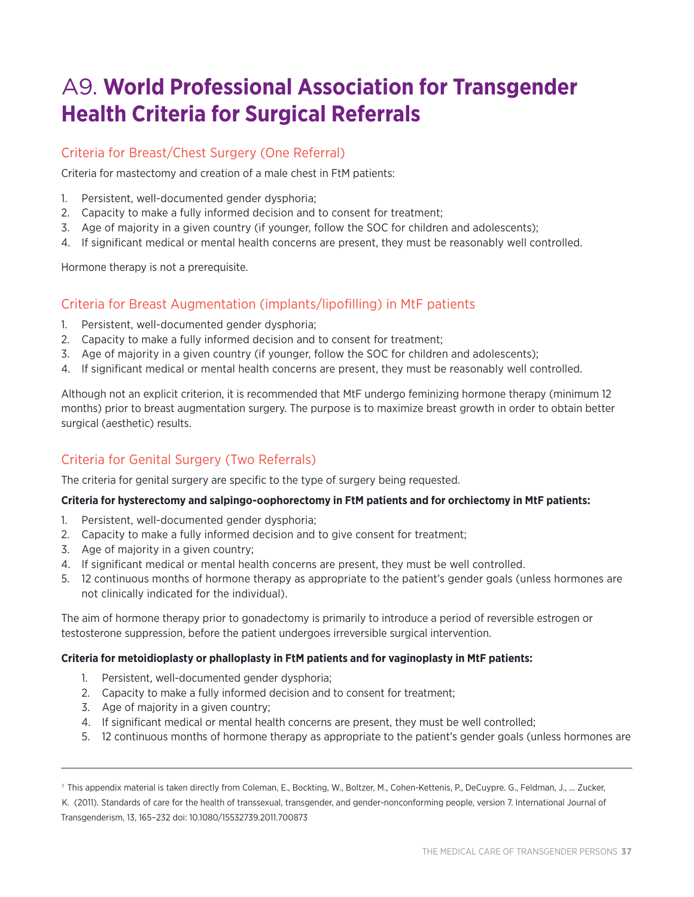# A9. **World Professional Association for Transgender Health Criteria for Surgical Referrals**

## Criteria for Breast/Chest Surgery (One Referral)

Criteria for mastectomy and creation of a male chest in FtM patients:

1. Persistent, well-documented gender dysphoria;
2. Capacity to make a fully informed decision and to consent for treatment;
3. Age of majority in a given country (if younger, follow the SOC for children and adolescents);
4. If significant medical or mental health concerns are present, they must be reasonably well controlled.

Hormone therapy is not a prerequisite.

## Criteria for Breast Augmentation (implants/lipofilling) in MtF patients

1. Persistent, well-documented gender dysphoria;
2. Capacity to make a fully informed decision and to consent for treatment;
3. Age of majority in a given country (if younger, follow the SOC for children and adolescents);
4. If significant medical or mental health concerns are present, they must be reasonably well controlled.

Although not an explicit criterion, it is recommended that MtF undergo feminizing hormone therapy (minimum 12 months) prior to breast augmentation surgery. The purpose is to maximize breast growth in order to obtain better surgical (aesthetic) results.

## Criteria for Genital Surgery (Two Referrals)

The criteria for genital surgery are specific to the type of surgery being requested.

**Criteria for hysterectomy and salpingo-oophorectomy in FtM patients and for orchiectomy in MtF patients:**

1. Persistent, well-documented gender dysphoria;
2. Capacity to make a fully informed decision and to give consent for treatment;
3. Age of majority in a given country;
4. If significant medical or mental health concerns are present, they must be well controlled.
5. 12 continuous months of hormone therapy as appropriate to the patient's gender goals (unless hormones are not clinically indicated for the individual).

The aim of hormone therapy prior to gonadectomy is primarily to introduce a period of reversible estrogen or testosterone suppression, before the patient undergoes irreversible surgical intervention.

**Criteria for metoidioplasty or phalloplasty in FtM patients and for vaginoplasty in MtF patients:**

1. Persistent, well-documented gender dysphoria;
2. Capacity to make a fully informed decision and to consent for treatment;
3. Age of majority in a given country;
4. If significant medical or mental health concerns are present, they must be well controlled;
5. 12 continuous months of hormone therapy as appropriate to the patient's gender goals (unless hormones are

---

[1] This appendix material is taken directly from Coleman, E., Bockting, W., Boltzer, M., Cohen-Kettenis, P., DeCuypre. G., Feldman, J., … Zucker, K. (2011). Standards of care for the health of transsexual, transgender, and gender-nonconforming people, version 7. International Journal of Transgenderism, 13, 165–232 doi: 10.1080/15532739.2011.700873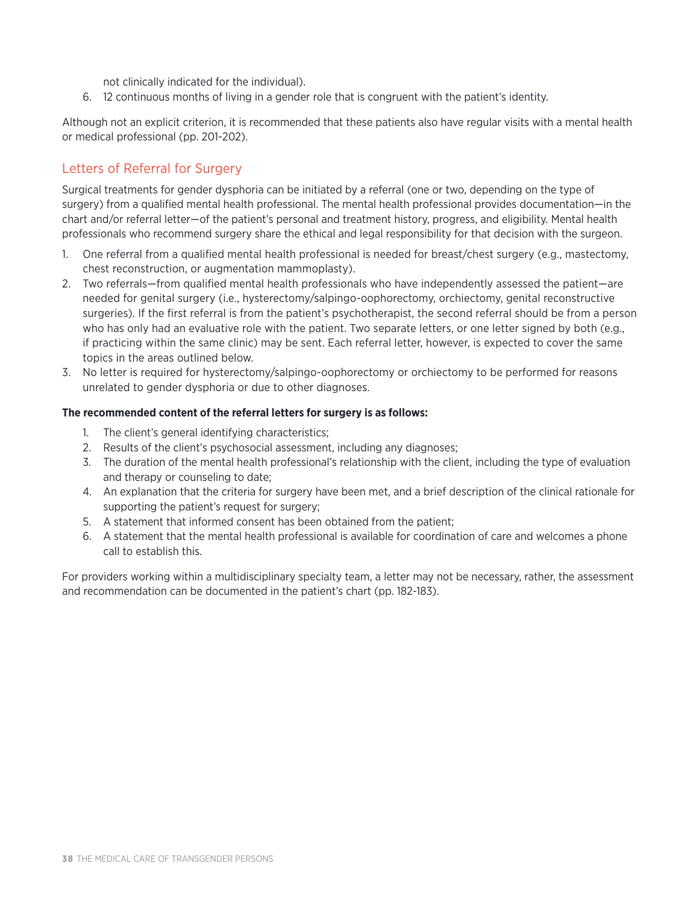not clinically indicated for the individual).

6. 12 continuous months of living in a gender role that is congruent with the patient's identity.

Although not an explicit criterion, it is recommended that these patients also have regular visits with a mental health or medical professional (pp. 201-202).

## Letters of Referral for Surgery

Surgical treatments for gender dysphoria can be initiated by a referral (one or two, depending on the type of surgery) from a qualified mental health professional. The mental health professional provides documentation—in the chart and/or referral letter—of the patient's personal and treatment history, progress, and eligibility. Mental health professionals who recommend surgery share the ethical and legal responsibility for that decision with the surgeon.

1. One referral from a qualified mental health professional is needed for breast/chest surgery (e.g., mastectomy, chest reconstruction, or augmentation mammoplasty).
2. Two referrals—from qualified mental health professionals who have independently assessed the patient—are needed for genital surgery (i.e., hysterectomy/salpingo-oophorectomy, orchiectomy, genital reconstructive surgeries). If the first referral is from the patient's psychotherapist, the second referral should be from a person who has only had an evaluative role with the patient. Two separate letters, or one letter signed by both (e.g., if practicing within the same clinic) may be sent. Each referral letter, however, is expected to cover the same topics in the areas outlined below.
3. No letter is required for hysterectomy/salpingo-oophorectomy or orchiectomy to be performed for reasons unrelated to gender dysphoria or due to other diagnoses.

**The recommended content of the referral letters for surgery is as follows:**

1. The client's general identifying characteristics;
2. Results of the client's psychosocial assessment, including any diagnoses;
3. The duration of the mental health professional's relationship with the client, including the type of evaluation and therapy or counseling to date;
4. An explanation that the criteria for surgery have been met, and a brief description of the clinical rationale for supporting the patient's request for surgery;
5. A statement that informed consent has been obtained from the patient;
6. A statement that the mental health professional is available for coordination of care and welcomes a phone call to establish this.

For providers working within a multidisciplinary specialty team, a letter may not be necessary, rather, the assessment and recommendation can be documented in the patient's chart (pp. 182-183).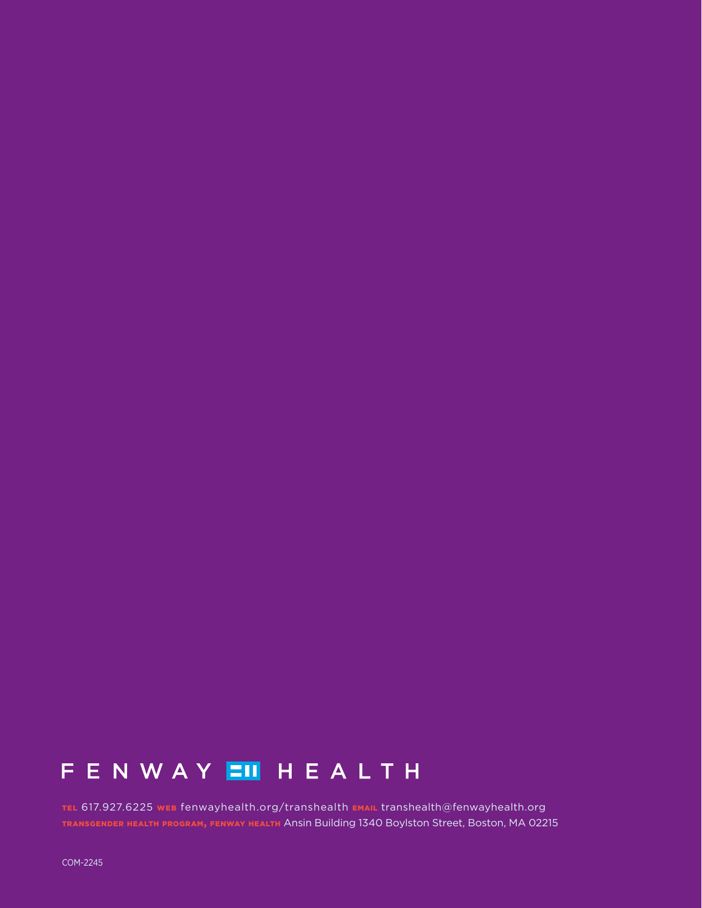FENWAY HEALTH

**TEL** 617.927.6225 **WEB** fenwayhealth.org/transhealth **EMAIL** transhealth@fenwayhealth.org
**TRANSGENDER HEALTH PROGRAM, FENWAY HEALTH** Ansin Building 1340 Boylston Street, Boston, MA 02215

COM-2245